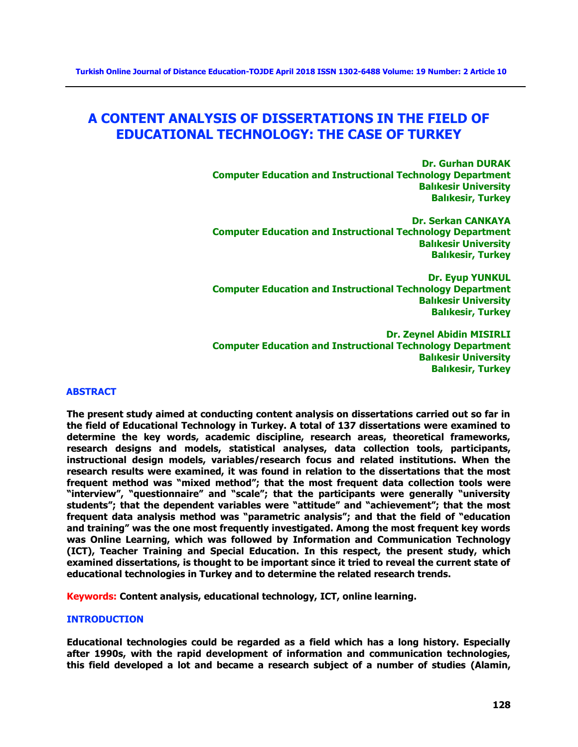# A CONTENT ANALYSIS OF DISSERTATIONS IN THE FIELD OF EDUCATIONAL TECHNOLOGY: THE CASE OF TURKEY

**Dr. Gurhan DURAK**
**Computer Education and Instructional Technology Department**
**Balıkesir University**
**Balıkesir, Turkey**

**Dr. Serkan CANKAYA**
**Computer Education and Instructional Technology Department**
**Balıkesir University**
**Balıkesir, Turkey**

**Dr. Eyup YUNKUL**
**Computer Education and Instructional Technology Department**
**Balıkesir University**
**Balıkesir, Turkey**

**Dr. Zeynel Abidin MISIRLI**
**Computer Education and Instructional Technology Department**
**Balıkesir University**
**Balıkesir, Turkey**

## ABSTRACT

**The present study aimed at conducting content analysis on dissertations carried out so far in the field of Educational Technology in Turkey. A total of 137 dissertations were examined to determine the key words, academic discipline, research areas, theoretical frameworks, research designs and models, statistical analyses, data collection tools, participants, instructional design models, variables/research focus and related institutions. When the research results were examined, it was found in relation to the dissertations that the most frequent method was "mixed method"; that the most frequent data collection tools were "interview", "questionnaire" and "scale"; that the participants were generally "university students"; that the dependent variables were "attitude" and "achievement"; that the most frequent data analysis method was "parametric analysis"; and that the field of "education and training" was the one most frequently investigated. Among the most frequent key words was Online Learning, which was followed by Information and Communication Technology (ICT), Teacher Training and Special Education. In this respect, the present study, which examined dissertations, is thought to be important since it tried to reveal the current state of educational technologies in Turkey and to determine the related research trends.**

**Keywords:** **Content analysis, educational technology, ICT, online learning.**

## INTRODUCTION

**Educational technologies could be regarded as a field which has a long history. Especially after 1990s, with the rapid development of information and communication technologies, this field developed a lot and became a research subject of a number of studies (Alamin,**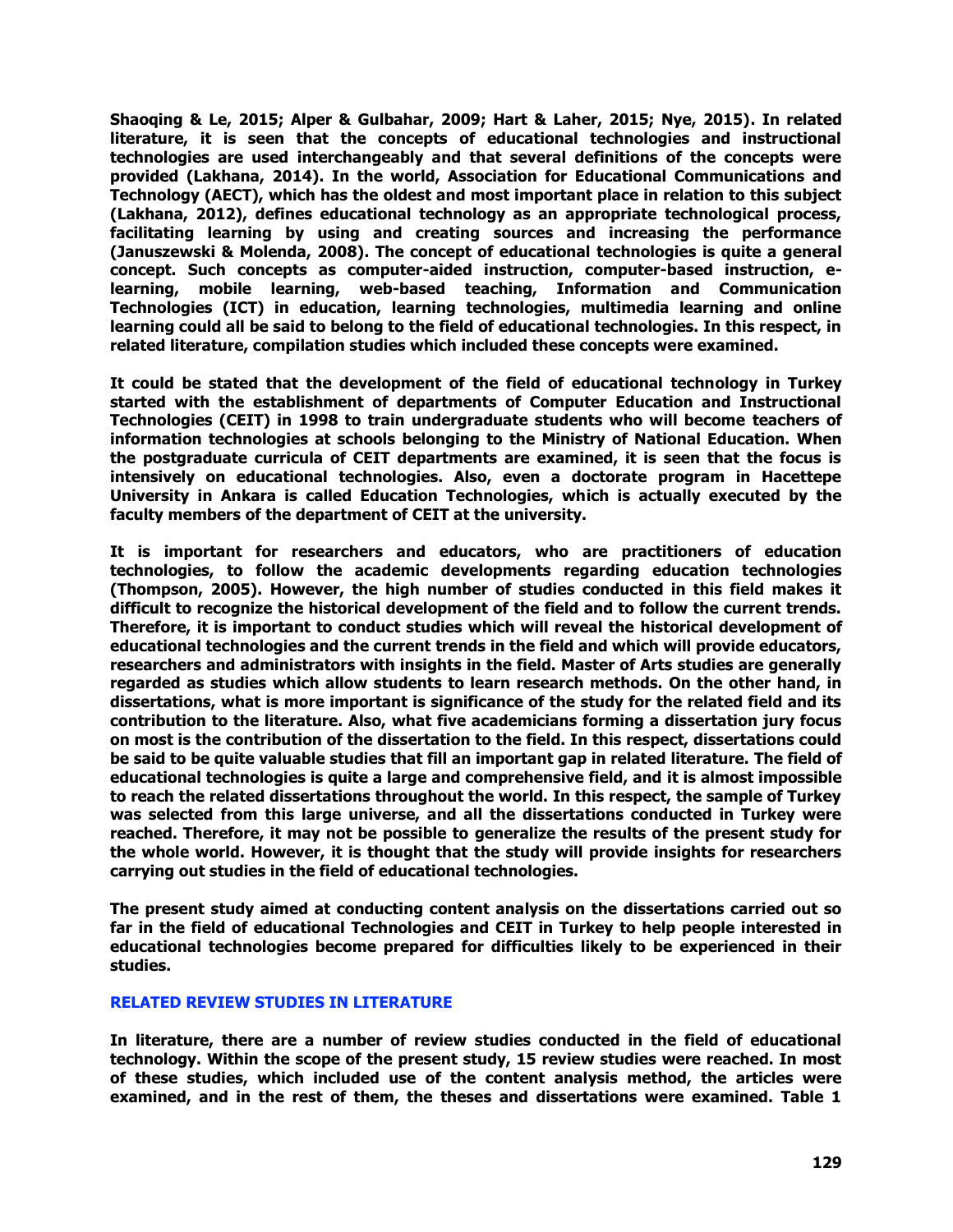**Shaoqing & Le, 2015; Alper & Gulbahar, 2009; Hart & Laher, 2015; Nye, 2015). In related literature, it is seen that the concepts of educational technologies and instructional technologies are used interchangeably and that several definitions of the concepts were provided (Lakhana, 2014). In the world, Association for Educational Communications and Technology (AECT), which has the oldest and most important place in relation to this subject (Lakhana, 2012), defines educational technology as an appropriate technological process, facilitating learning by using and creating sources and increasing the performance (Januszewski & Molenda, 2008). The concept of educational technologies is quite a general concept. Such concepts as computer-aided instruction, computer-based instruction, e-learning, mobile learning, web-based teaching, Information and Communication Technologies (ICT) in education, learning technologies, multimedia learning and online learning could all be said to belong to the field of educational technologies. In this respect, in related literature, compilation studies which included these concepts were examined.**

**It could be stated that the development of the field of educational technology in Turkey started with the establishment of departments of Computer Education and Instructional Technologies (CEIT) in 1998 to train undergraduate students who will become teachers of information technologies at schools belonging to the Ministry of National Education. When the postgraduate curricula of CEIT departments are examined, it is seen that the focus is intensively on educational technologies. Also, even a doctorate program in Hacettepe University in Ankara is called Education Technologies, which is actually executed by the faculty members of the department of CEIT at the university.**

**It is important for researchers and educators, who are practitioners of education technologies, to follow the academic developments regarding education technologies (Thompson, 2005). However, the high number of studies conducted in this field makes it difficult to recognize the historical development of the field and to follow the current trends. Therefore, it is important to conduct studies which will reveal the historical development of educational technologies and the current trends in the field and which will provide educators, researchers and administrators with insights in the field. Master of Arts studies are generally regarded as studies which allow students to learn research methods. On the other hand, in dissertations, what is more important is significance of the study for the related field and its contribution to the literature. Also, what five academicians forming a dissertation jury focus on most is the contribution of the dissertation to the field. In this respect, dissertations could be said to be quite valuable studies that fill an important gap in related literature. The field of educational technologies is quite a large and comprehensive field, and it is almost impossible to reach the related dissertations throughout the world. In this respect, the sample of Turkey was selected from this large universe, and all the dissertations conducted in Turkey were reached. Therefore, it may not be possible to generalize the results of the present study for the whole world. However, it is thought that the study will provide insights for researchers carrying out studies in the field of educational technologies.**

**The present study aimed at conducting content analysis on the dissertations carried out so far in the field of educational Technologies and CEIT in Turkey to help people interested in educational technologies become prepared for difficulties likely to be experienced in their studies.**

## RELATED REVIEW STUDIES IN LITERATURE

**In literature, there are a number of review studies conducted in the field of educational technology. Within the scope of the present study, 15 review studies were reached. In most of these studies, which included use of the content analysis method, the articles were examined, and in the rest of them, the theses and dissertations were examined. Table 1**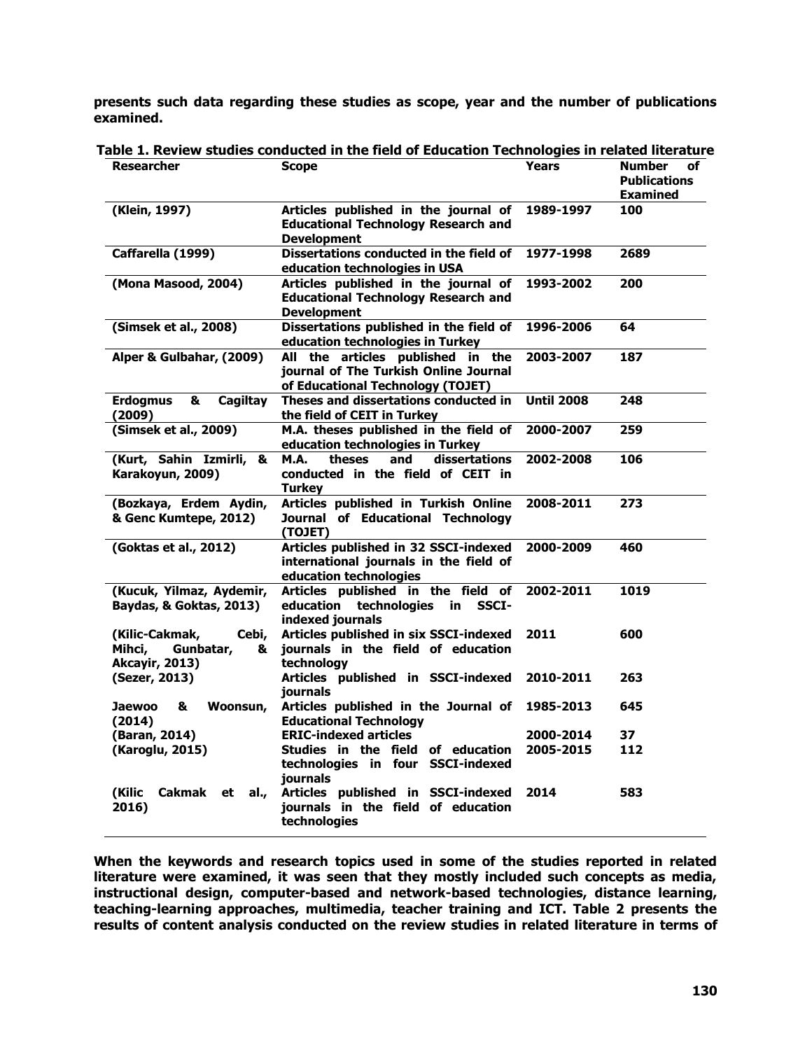**presents such data regarding these studies as scope, year and the number of publications examined.**

**Table 1. Review studies conducted in the field of Education Technologies in related literature**

| Researcher | Scope | Years | Number of Publications Examined |
|---|---|---|---|
| (Klein, 1997) | Articles published in the journal of Educational Technology Research and Development | 1989-1997 | 100 |
| Caffarella (1999) | Dissertations conducted in the field of education technologies in USA | 1977-1998 | 2689 |
| (Mona Masood, 2004) | Articles published in the journal of Educational Technology Research and Development | 1993-2002 | 200 |
| (Simsek et al., 2008) | Dissertations published in the field of education technologies in Turkey | 1996-2006 | 64 |
| Alper & Gulbahar, (2009) | All the articles published in the journal of The Turkish Online Journal of Educational Technology (TOJET) | 2003-2007 | 187 |
| Erdogmus & Cagiltay (2009) | Theses and dissertations conducted in the field of CEIT in Turkey | Until 2008 | 248 |
| (Simsek et al., 2009) | M.A. theses published in the field of education technologies in Turkey | 2000-2007 | 259 |
| (Kurt, Sahin Izmirli, & Karakoyun, 2009) | M.A. theses and dissertations conducted in the field of CEIT in Turkey | 2002-2008 | 106 |
| (Bozkaya, Erdem Aydin, & Genc Kumtepe, 2012) | Articles published in Turkish Online Journal of Educational Technology (TOJET) | 2008-2011 | 273 |
| (Goktas et al., 2012) | Articles published in 32 SSCI-indexed international journals in the field of education technologies | 2000-2009 | 460 |
| (Kucuk, Yilmaz, Aydemir, Baydas, & Goktas, 2013) | Articles published in the field of education technologies in SSCI-indexed journals | 2002-2011 | 1019 |
| (Kilic-Cakmak, Cebi, Mihci, Gunbatar, & Akcayir, 2013) | Articles published in six SSCI-indexed journals in the field of education technology | 2011 | 600 |
| (Sezer, 2013) | Articles published in SSCI-indexed journals | 2010-2011 | 263 |
| Jaewoo & Woonsun, (2014) | Articles published in the Journal of Educational Technology | 1985-2013 | 645 |
| (Baran, 2014) | ERIC-indexed articles | 2000-2014 | 37 |
| (Karoglu, 2015) | Studies in the field of education technologies in four SSCI-indexed journals | 2005-2015 | 112 |
| (Kilic Cakmak et al., 2016) | Articles published in SSCI-indexed journals in the field of education technologies | 2014 | 583 |

**When the keywords and research topics used in some of the studies reported in related literature were examined, it was seen that they mostly included such concepts as media, instructional design, computer-based and network-based technologies, distance learning, teaching-learning approaches, multimedia, teacher training and ICT. Table 2 presents the results of content analysis conducted on the review studies in related literature in terms of**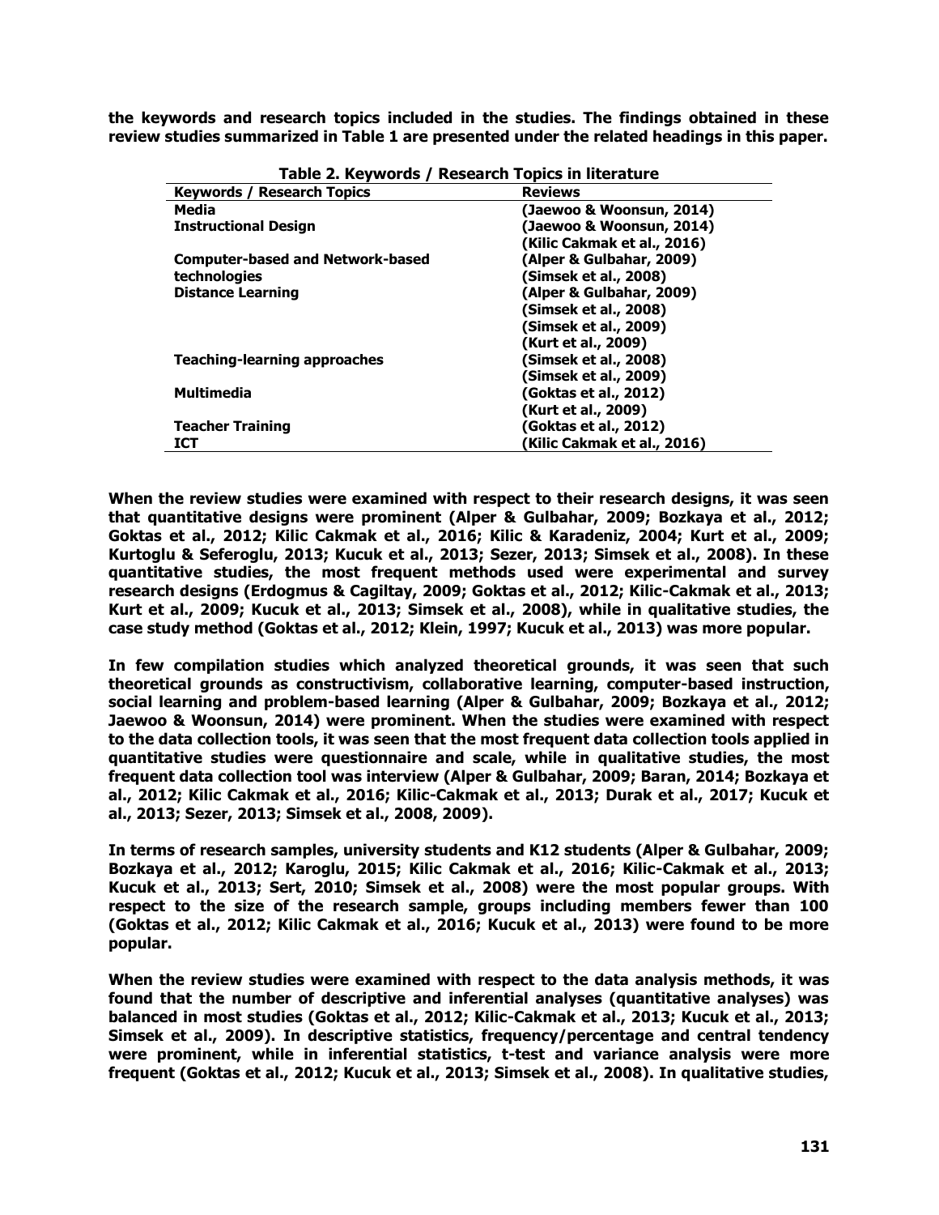**the keywords and research topics included in the studies. The findings obtained in these review studies summarized in Table 1 are presented under the related headings in this paper.**

**Table 2. Keywords / Research Topics in literature**

| Keywords / Research Topics | Reviews |
|---|---|
| Media | (Jaewoo & Woonsun, 2014) |
| Instructional Design | (Jaewoo & Woonsun, 2014) |
| | (Kilic Cakmak et al., 2016) |
| Computer-based and Network-based technologies | (Alper & Gulbahar, 2009) |
| | (Simsek et al., 2008) |
| Distance Learning | (Alper & Gulbahar, 2009) |
| | (Simsek et al., 2008) |
| | (Simsek et al., 2009) |
| | (Kurt et al., 2009) |
| Teaching-learning approaches | (Simsek et al., 2008) |
| | (Simsek et al., 2009) |
| Multimedia | (Goktas et al., 2012) |
| | (Kurt et al., 2009) |
| Teacher Training | (Goktas et al., 2012) |
| ICT | (Kilic Cakmak et al., 2016) |

**When the review studies were examined with respect to their research designs, it was seen that quantitative designs were prominent (Alper & Gulbahar, 2009; Bozkaya et al., 2012; Goktas et al., 2012; Kilic Cakmak et al., 2016; Kilic & Karadeniz, 2004; Kurt et al., 2009; Kurtoglu & Seferoglu, 2013; Kucuk et al., 2013; Sezer, 2013; Simsek et al., 2008). In these quantitative studies, the most frequent methods used were experimental and survey research designs (Erdogmus & Cagiltay, 2009; Goktas et al., 2012; Kilic-Cakmak et al., 2013; Kurt et al., 2009; Kucuk et al., 2013; Simsek et al., 2008), while in qualitative studies, the case study method (Goktas et al., 2012; Klein, 1997; Kucuk et al., 2013) was more popular.**

**In few compilation studies which analyzed theoretical grounds, it was seen that such theoretical grounds as constructivism, collaborative learning, computer-based instruction, social learning and problem-based learning (Alper & Gulbahar, 2009; Bozkaya et al., 2012; Jaewoo & Woonsun, 2014) were prominent. When the studies were examined with respect to the data collection tools, it was seen that the most frequent data collection tools applied in quantitative studies were questionnaire and scale, while in qualitative studies, the most frequent data collection tool was interview (Alper & Gulbahar, 2009; Baran, 2014; Bozkaya et al., 2012; Kilic Cakmak et al., 2016; Kilic-Cakmak et al., 2013; Durak et al., 2017; Kucuk et al., 2013; Sezer, 2013; Simsek et al., 2008, 2009).**

**In terms of research samples, university students and K12 students (Alper & Gulbahar, 2009; Bozkaya et al., 2012; Karoglu, 2015; Kilic Cakmak et al., 2016; Kilic-Cakmak et al., 2013; Kucuk et al., 2013; Sert, 2010; Simsek et al., 2008) were the most popular groups. With respect to the size of the research sample, groups including members fewer than 100 (Goktas et al., 2012; Kilic Cakmak et al., 2016; Kucuk et al., 2013) were found to be more popular.**

**When the review studies were examined with respect to the data analysis methods, it was found that the number of descriptive and inferential analyses (quantitative analyses) was balanced in most studies (Goktas et al., 2012; Kilic-Cakmak et al., 2013; Kucuk et al., 2013; Simsek et al., 2009). In descriptive statistics, frequency/percentage and central tendency were prominent, while in inferential statistics, t-test and variance analysis were more frequent (Goktas et al., 2012; Kucuk et al., 2013; Simsek et al., 2008). In qualitative studies,**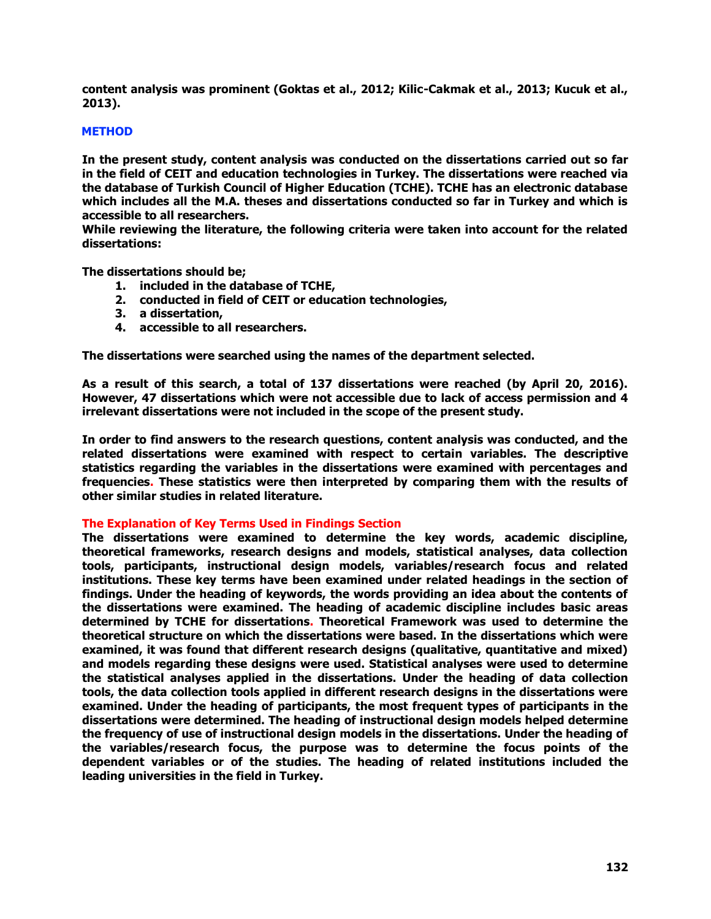content analysis was prominent (Goktas et al., 2012; Kilic-Cakmak et al., 2013; Kucuk et al., 2013).

## METHOD

In the present study, content analysis was conducted on the dissertations carried out so far in the field of CEIT and education technologies in Turkey. The dissertations were reached via the database of Turkish Council of Higher Education (TCHE). TCHE has an electronic database which includes all the M.A. theses and dissertations conducted so far in Turkey and which is accessible to all researchers.

While reviewing the literature, the following criteria were taken into account for the related dissertations:

The dissertations should be;

1. included in the database of TCHE,
2. conducted in field of CEIT or education technologies,
3. a dissertation,
4. accessible to all researchers.

The dissertations were searched using the names of the department selected.

As a result of this search, a total of 137 dissertations were reached (by April 20, 2016). However, 47 dissertations which were not accessible due to lack of access permission and 4 irrelevant dissertations were not included in the scope of the present study.

In order to find answers to the research questions, content analysis was conducted, and the related dissertations were examined with respect to certain variables. The descriptive statistics regarding the variables in the dissertations were examined with percentages and frequencies. These statistics were then interpreted by comparing them with the results of other similar studies in related literature.

### The Explanation of Key Terms Used in Findings Section

The dissertations were examined to determine the key words, academic discipline, theoretical frameworks, research designs and models, statistical analyses, data collection tools, participants, instructional design models, variables/research focus and related institutions. These key terms have been examined under related headings in the section of findings. Under the heading of keywords, the words providing an idea about the contents of the dissertations were examined. The heading of academic discipline includes basic areas determined by TCHE for dissertations. Theoretical Framework was used to determine the theoretical structure on which the dissertations were based. In the dissertations which were examined, it was found that different research designs (qualitative, quantitative and mixed) and models regarding these designs were used. Statistical analyses were used to determine the statistical analyses applied in the dissertations. Under the heading of data collection tools, the data collection tools applied in different research designs in the dissertations were examined. Under the heading of participants, the most frequent types of participants in the dissertations were determined. The heading of instructional design models helped determine the frequency of use of instructional design models in the dissertations. Under the heading of the variables/research focus, the purpose was to determine the focus points of the dependent variables or of the studies. The heading of related institutions included the leading universities in the field in Turkey.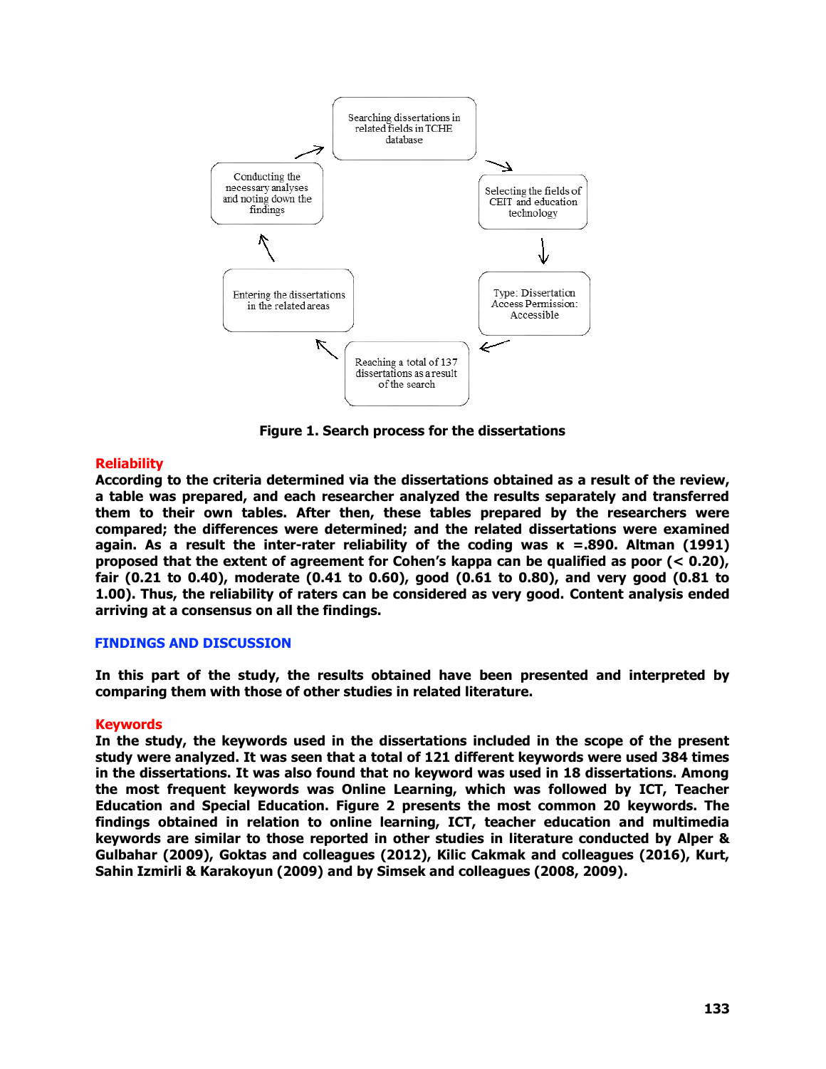Searching dissertations in related fields in TCHE database

Selecting the fields of CEIT and education technology

Type: Dissertation Access Permission: Accessible

Reaching a total of 137 dissertations as a result of the search

Entering the dissertations in the related areas

Conducting the necessary analyses and noting down the findings

**Figure 1. Search process for the dissertations**

## Reliability

**According to the criteria determined via the dissertations obtained as a result of the review, a table was prepared, and each researcher analyzed the results separately and transferred them to their own tables. After then, these tables prepared by the researchers were compared; the differences were determined; and the related dissertations were examined again. As a result the inter-rater reliability of the coding was κ =.890. Altman (1991) proposed that the extent of agreement for Cohen's kappa can be qualified as poor (< 0.20), fair (0.21 to 0.40), moderate (0.41 to 0.60), good (0.61 to 0.80), and very good (0.81 to 1.00). Thus, the reliability of raters can be considered as very good. Content analysis ended arriving at a consensus on all the findings.**

# FINDINGS AND DISCUSSION

**In this part of the study, the results obtained have been presented and interpreted by comparing them with those of other studies in related literature.**

## Keywords

**In the study, the keywords used in the dissertations included in the scope of the present study were analyzed. It was seen that a total of 121 different keywords were used 384 times in the dissertations. It was also found that no keyword was used in 18 dissertations. Among the most frequent keywords was Online Learning, which was followed by ICT, Teacher Education and Special Education. Figure 2 presents the most common 20 keywords. The findings obtained in relation to online learning, ICT, teacher education and multimedia keywords are similar to those reported in other studies in literature conducted by Alper & Gulbahar (2009), Goktas and colleagues (2012), Kilic Cakmak and colleagues (2016), Kurt, Sahin Izmirli & Karakoyun (2009) and by Simsek and colleagues (2008, 2009).**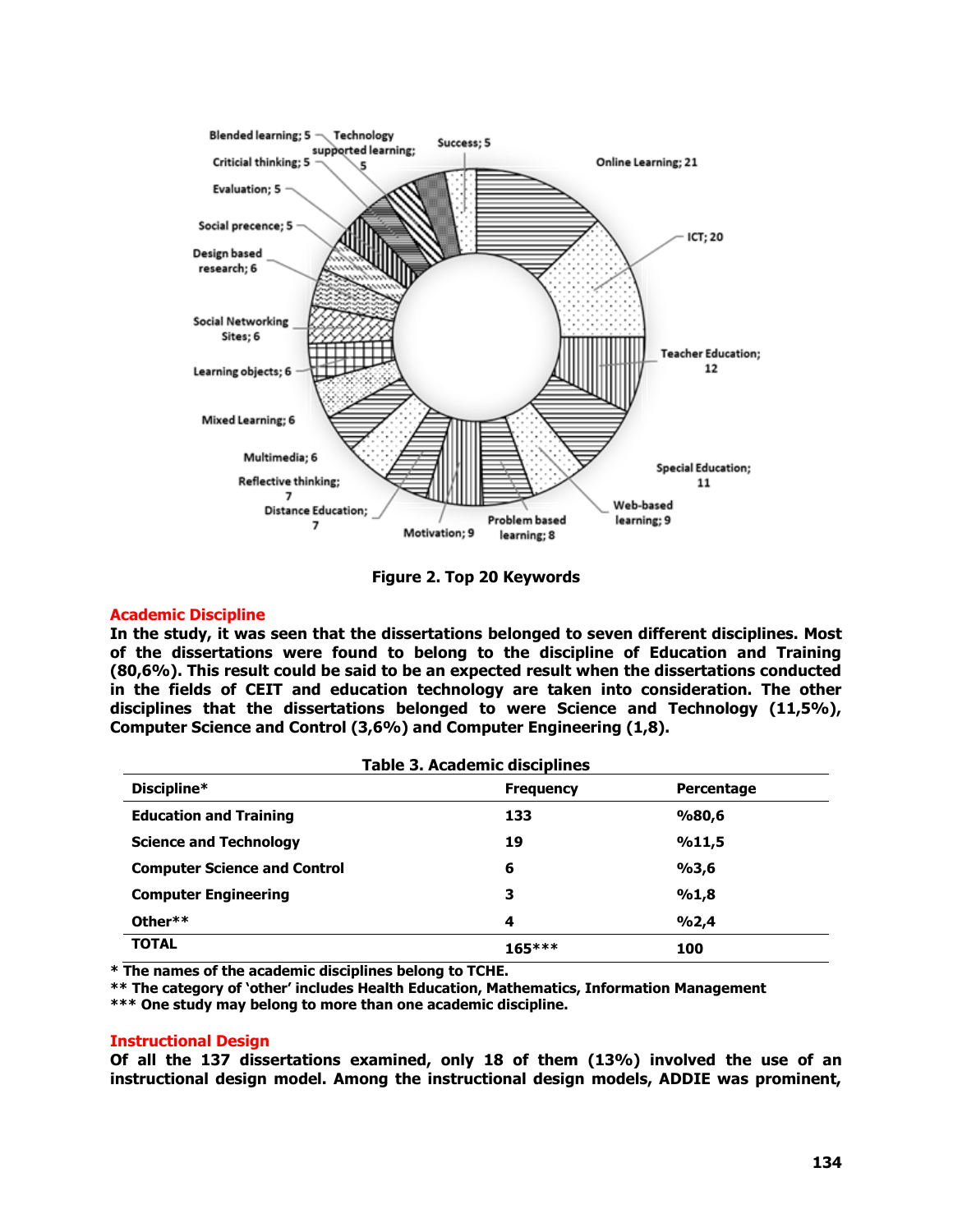Figure 2. Top 20 Keywords

## Academic Discipline

**In the study, it was seen that the dissertations belonged to seven different disciplines. Most of the dissertations were found to belong to the discipline of Education and Training (80,6%). This result could be said to be an expected result when the dissertations conducted in the fields of CEIT and education technology are taken into consideration. The other disciplines that the dissertations belonged to were Science and Technology (11,5%), Computer Science and Control (3,6%) and Computer Engineering (1,8).**

**Table 3. Academic disciplines**

| Discipline* | Frequency | Percentage |
|---|---|---|
| Education and Training | 133 | %80,6 |
| Science and Technology | 19 | %11,5 |
| Computer Science and Control | 6 | %3,6 |
| Computer Engineering | 3 | %1,8 |
| Other** | 4 | %2,4 |
| TOTAL | 165*** | 100 |

\* The names of the academic disciplines belong to TCHE.
** The category of 'other' includes Health Education, Mathematics, Information Management
*** One study may belong to more than one academic discipline.

## Instructional Design

**Of all the 137 dissertations examined, only 18 of them (13%) involved the use of an instructional design model. Among the instructional design models, ADDIE was prominent,**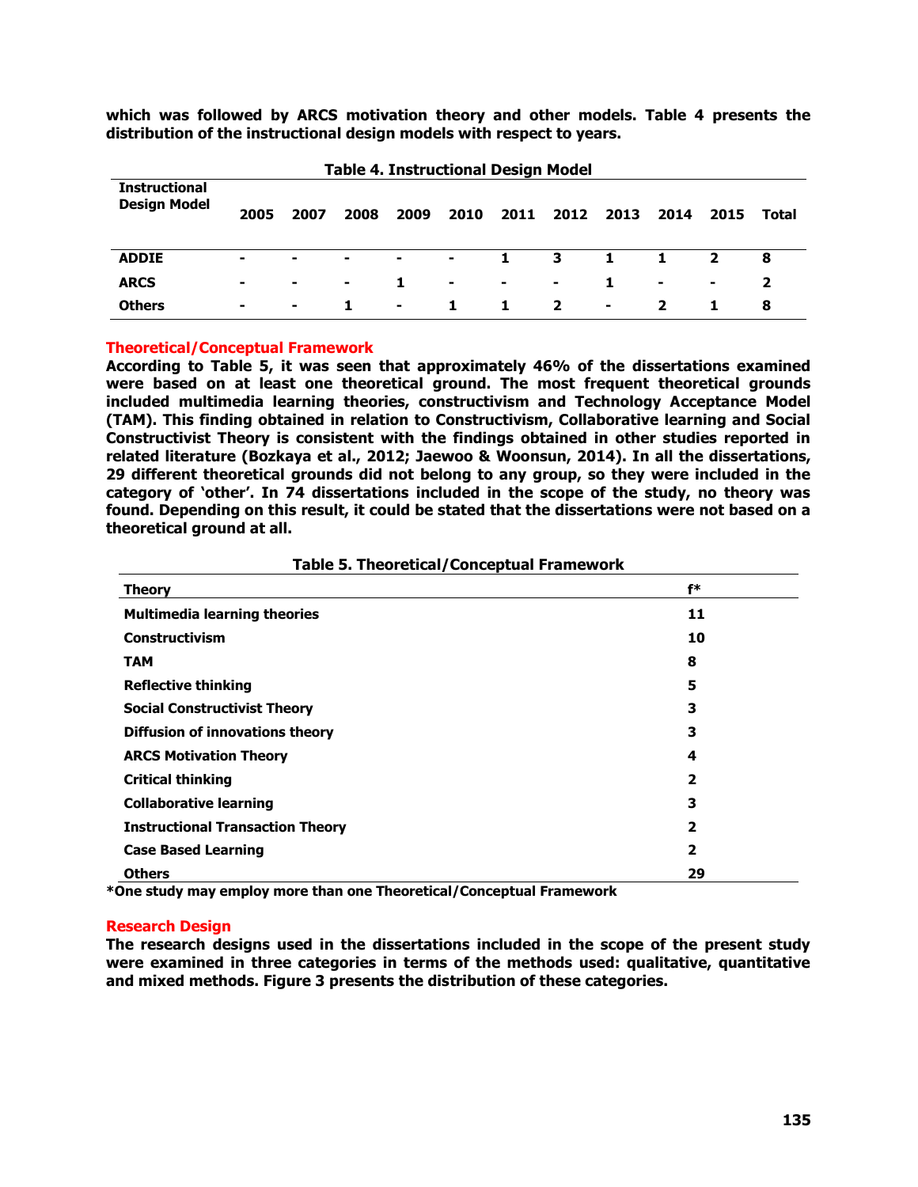**which was followed by ARCS motivation theory and other models. Table 4 presents the distribution of the instructional design models with respect to years.**

**Table 4. Instructional Design Model**

| Instructional Design Model | 2005 | 2007 | 2008 | 2009 | 2010 | 2011 | 2012 | 2013 | 2014 | 2015 | Total |
|---|---|---|---|---|---|---|---|---|---|---|---|
| **ADDIE** | - | - | - | - | - | 1 | 3 | 1 | 1 | 2 | 8 |
| **ARCS** | - | - | - | 1 | - | - | - | 1 | - | - | 2 |
| **Others** | - | - | 1 | - | 1 | 1 | 2 | - | 2 | 1 | 8 |

## Theoretical/Conceptual Framework

**According to Table 5, it was seen that approximately 46% of the dissertations examined were based on at least one theoretical ground. The most frequent theoretical grounds included multimedia learning theories, constructivism and Technology Acceptance Model (TAM). This finding obtained in relation to Constructivism, Collaborative learning and Social Constructivist Theory is consistent with the findings obtained in other studies reported in related literature (Bozkaya et al., 2012; Jaewoo & Woonsun, 2014). In all the dissertations, 29 different theoretical grounds did not belong to any group, so they were included in the category of 'other'. In 74 dissertations included in the scope of the study, no theory was found. Depending on this result, it could be stated that the dissertations were not based on a theoretical ground at all.**

**Table 5. Theoretical/Conceptual Framework**

| Theory | f* |
|---|---|
| Multimedia learning theories | 11 |
| Constructivism | 10 |
| TAM | 8 |
| Reflective thinking | 5 |
| Social Constructivist Theory | 3 |
| Diffusion of innovations theory | 3 |
| ARCS Motivation Theory | 4 |
| Critical thinking | 2 |
| Collaborative learning | 3 |
| Instructional Transaction Theory | 2 |
| Case Based Learning | 2 |
| Others | 29 |

**\*One study may employ more than one Theoretical/Conceptual Framework**

## Research Design

**The research designs used in the dissertations included in the scope of the present study were examined in three categories in terms of the methods used: qualitative, quantitative and mixed methods. Figure 3 presents the distribution of these categories.**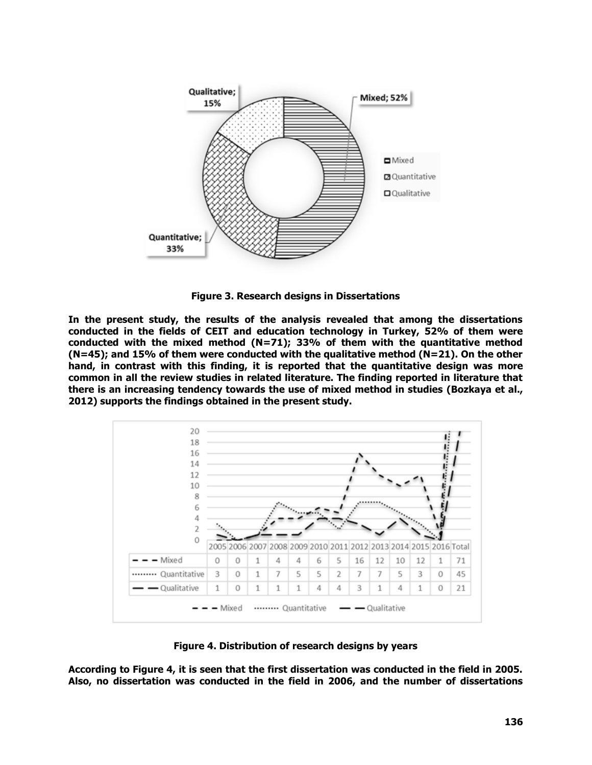**Figure 3. Research designs in Dissertations**

**In the present study, the results of the analysis revealed that among the dissertations conducted in the fields of CEIT and education technology in Turkey, 52% of them were conducted with the mixed method (N=71); 33% of them with the quantitative method (N=45); and 15% of them were conducted with the qualitative method (N=21). On the other hand, in contrast with this finding, it is reported that the quantitative design was more common in all the review studies in related literature. The finding reported in literature that there is an increasing tendency towards the use of mixed method in studies (Bozkaya et al., 2012) supports the findings obtained in the present study.**

| | 2005 | 2006 | 2007 | 2008 | 2009 | 2010 | 2011 | 2012 | 2013 | 2014 | 2015 | 2016 | Total |
|---|---|---|---|---|---|---|---|---|---|---|---|---|---|
| Mixed | 0 | 0 | 1 | 4 | 4 | 6 | 5 | 16 | 12 | 10 | 12 | 1 | 71 |
| Quantitative | 3 | 0 | 1 | 7 | 5 | 5 | 2 | 7 | 7 | 5 | 3 | 0 | 45 |
| Qualitative | 1 | 0 | 1 | 1 | 1 | 4 | 4 | 3 | 1 | 4 | 1 | 0 | 21 |

**Figure 4. Distribution of research designs by years**

**According to Figure 4, it is seen that the first dissertation was conducted in the field in 2005. Also, no dissertation was conducted in the field in 2006, and the number of dissertations**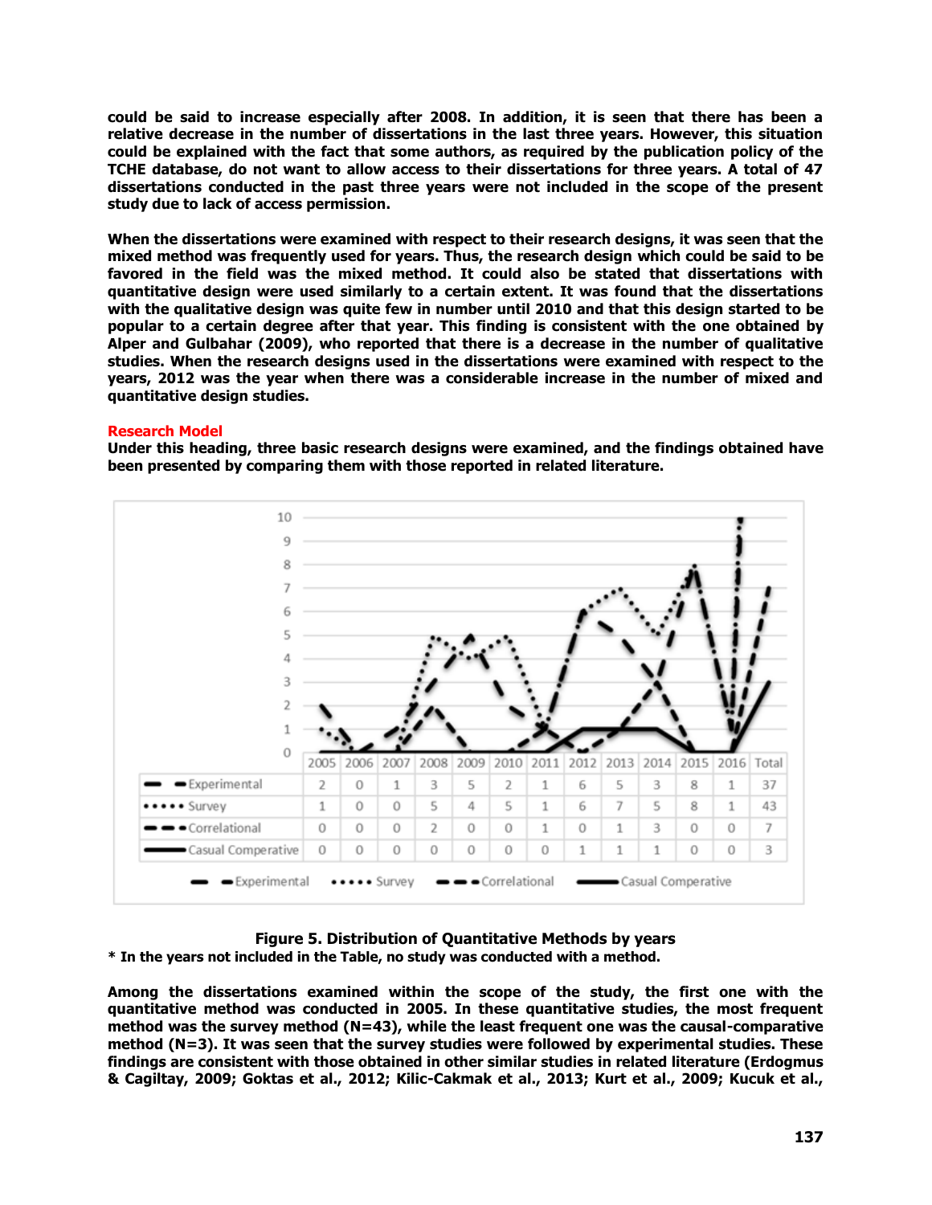**could be said to increase especially after 2008. In addition, it is seen that there has been a relative decrease in the number of dissertations in the last three years. However, this situation could be explained with the fact that some authors, as required by the publication policy of the TCHE database, do not want to allow access to their dissertations for three years. A total of 47 dissertations conducted in the past three years were not included in the scope of the present study due to lack of access permission.**

**When the dissertations were examined with respect to their research designs, it was seen that the mixed method was frequently used for years. Thus, the research design which could be said to be favored in the field was the mixed method. It could also be stated that dissertations with quantitative design were used similarly to a certain extent. It was found that the dissertations with the qualitative design was quite few in number until 2010 and that this design started to be popular to a certain degree after that year. This finding is consistent with the one obtained by Alper and Gulbahar (2009), who reported that there is a decrease in the number of qualitative studies. When the research designs used in the dissertations were examined with respect to the years, 2012 was the year when there was a considerable increase in the number of mixed and quantitative design studies.**

## Research Model

**Under this heading, three basic research designs were examined, and the findings obtained have been presented by comparing them with those reported in related literature.**

| | 2005 | 2006 | 2007 | 2008 | 2009 | 2010 | 2011 | 2012 | 2013 | 2014 | 2015 | 2016 | Total |
|---|---|---|---|---|---|---|---|---|---|---|---|---|---|
| Experimental | 2 | 0 | 1 | 3 | 5 | 2 | 1 | 6 | 5 | 3 | 8 | 1 | 37 |
| Survey | 1 | 0 | 0 | 5 | 4 | 5 | 1 | 6 | 7 | 5 | 8 | 1 | 43 |
| Correlational | 0 | 0 | 0 | 2 | 0 | 0 | 1 | 0 | 1 | 3 | 0 | 0 | 7 |
| Casual Comperative | 0 | 0 | 0 | 0 | 0 | 0 | 0 | 1 | 1 | 1 | 0 | 0 | 3 |

**Figure 5. Distribution of Quantitative Methods by years**

**\* In the years not included in the Table, no study was conducted with a method.**

**Among the dissertations examined within the scope of the study, the first one with the quantitative method was conducted in 2005. In these quantitative studies, the most frequent method was the survey method (N=43), while the least frequent one was the causal-comparative method (N=3). It was seen that the survey studies were followed by experimental studies. These findings are consistent with those obtained in other similar studies in related literature (Erdogmus & Cagiltay, 2009; Goktas et al., 2012; Kilic-Cakmak et al., 2013; Kurt et al., 2009; Kucuk et al.,**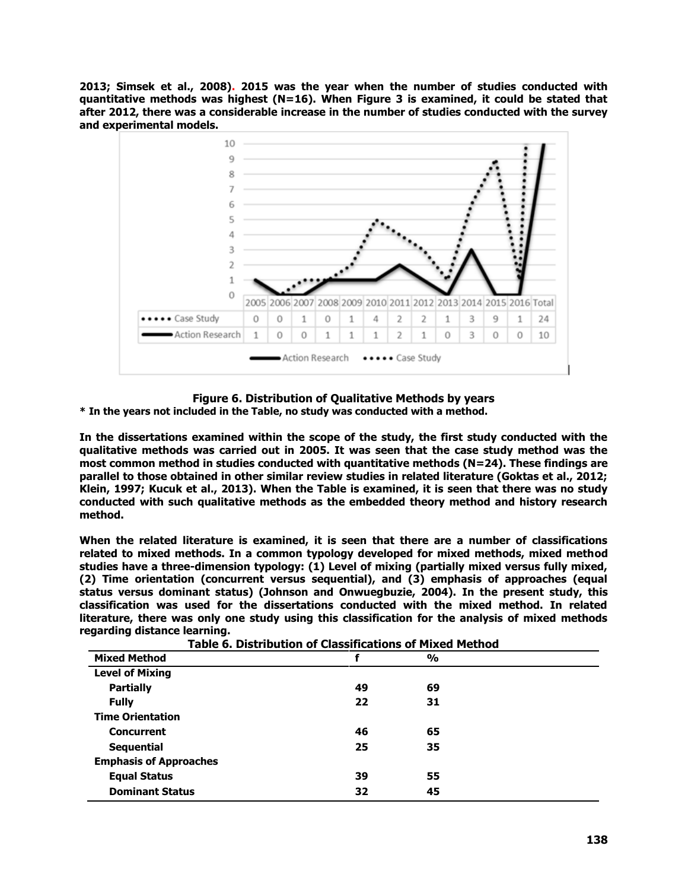**2013; Simsek et al., 2008). 2015 was the year when the number of studies conducted with quantitative methods was highest (N=16). When Figure 3 is examined, it could be stated that after 2012, there was a considerable increase in the number of studies conducted with the survey and experimental models.**

| | 2005 | 2006 | 2007 | 2008 | 2009 | 2010 | 2011 | 2012 | 2013 | 2014 | 2015 | 2016 | Total |
|---|---|---|---|---|---|---|---|---|---|---|---|---|---|
| Case Study | 0 | 0 | 1 | 0 | 1 | 4 | 2 | 2 | 1 | 3 | 9 | 1 | 24 |
| Action Research | 1 | 0 | 0 | 1 | 1 | 1 | 2 | 1 | 0 | 3 | 0 | 0 | 10 |

**Figure 6. Distribution of Qualitative Methods by years**

**\* In the years not included in the Table, no study was conducted with a method.**

**In the dissertations examined within the scope of the study, the first study conducted with the qualitative methods was carried out in 2005. It was seen that the case study method was the most common method in studies conducted with quantitative methods (N=24). These findings are parallel to those obtained in other similar review studies in related literature (Goktas et al., 2012; Klein, 1997; Kucuk et al., 2013). When the Table is examined, it is seen that there was no study conducted with such qualitative methods as the embedded theory method and history research method.**

**When the related literature is examined, it is seen that there are a number of classifications related to mixed methods. In a common typology developed for mixed methods, mixed method studies have a three-dimension typology: (1) Level of mixing (partially mixed versus fully mixed, (2) Time orientation (concurrent versus sequential), and (3) emphasis of approaches (equal status versus dominant status) (Johnson and Onwuegbuzie, 2004). In the present study, this classification was used for the dissertations conducted with the mixed method. In related literature, there was only one study using this classification for the analysis of mixed methods regarding distance learning.**

**Table 6. Distribution of Classifications of Mixed Method**

| Mixed Method | f | % |
|---|---|---|
| **Level of Mixing** | | |
| **Partially** | 49 | 69 |
| **Fully** | 22 | 31 |
| **Time Orientation** | | |
| **Concurrent** | 46 | 65 |
| **Sequential** | 25 | 35 |
| **Emphasis of Approaches** | | |
| **Equal Status** | 39 | 55 |
| **Dominant Status** | 32 | 45 |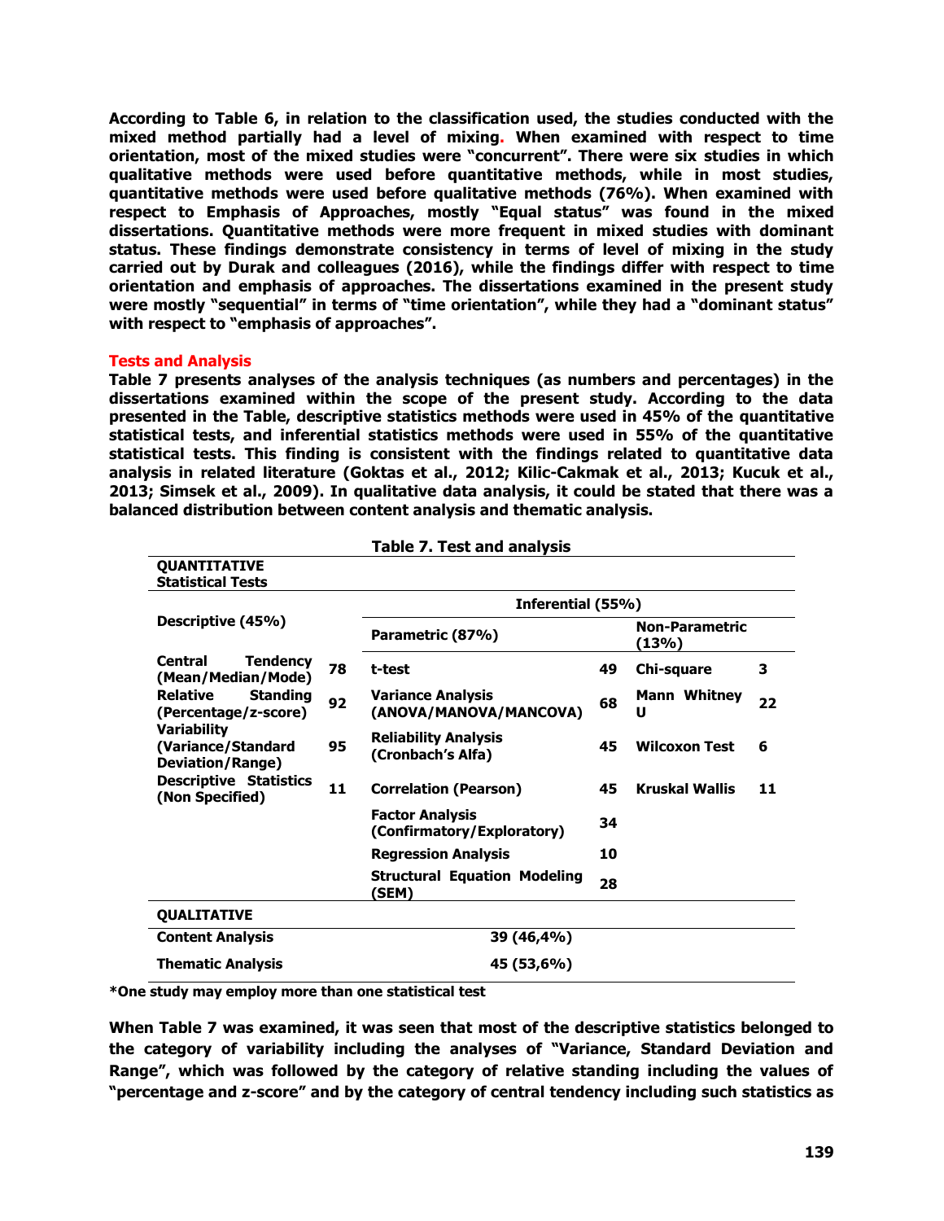**According to Table 6, in relation to the classification used, the studies conducted with the mixed method partially had a level of mixing. When examined with respect to time orientation, most of the mixed studies were "concurrent". There were six studies in which qualitative methods were used before quantitative methods, while in most studies, quantitative methods were used before qualitative methods (76%). When examined with respect to Emphasis of Approaches, mostly "Equal status" was found in the mixed dissertations. Quantitative methods were more frequent in mixed studies with dominant status. These findings demonstrate consistency in terms of level of mixing in the study carried out by Durak and colleagues (2016), while the findings differ with respect to time orientation and emphasis of approaches. The dissertations examined in the present study were mostly "sequential" in terms of "time orientation", while they had a "dominant status" with respect to "emphasis of approaches".**

## Tests and Analysis

**Table 7 presents analyses of the analysis techniques (as numbers and percentages) in the dissertations examined within the scope of the present study. According to the data presented in the Table, descriptive statistics methods were used in 45% of the quantitative statistical tests, and inferential statistics methods were used in 55% of the quantitative statistical tests. This finding is consistent with the findings related to quantitative data analysis in related literature (Goktas et al., 2012; Kilic-Cakmak et al., 2013; Kucuk et al., 2013; Simsek et al., 2009). In qualitative data analysis, it could be stated that there was a balanced distribution between content analysis and thematic analysis.**

**Table 7. Test and analysis**

| QUANTITATIVE Statistical Tests | | | | | |
|---|---|---|---|---|---|
| Descriptive (45%) | | Inferential (55%) | | | |
| | | Parametric (87%) | | Non-Parametric (13%) | |
| Central Tendency (Mean/Median/Mode) | 78 | t-test | 49 | Chi-square | 3 |
| Relative Standing (Percentage/z-score) | 92 | Variance Analysis (ANOVA/MANOVA/MANCOVA) | 68 | Mann Whitney U | 22 |
| Variability (Variance/Standard Deviation/Range) | 95 | Reliability Analysis (Cronbach's Alfa) | 45 | Wilcoxon Test | 6 |
| Descriptive Statistics (Non Specified) | 11 | Correlation (Pearson) | 45 | Kruskal Wallis | 11 |
| | | Factor Analysis (Confirmatory/Exploratory) | 34 | | |
| | | Regression Analysis | 10 | | |
| | | Structural Equation Modeling (SEM) | 28 | | |
| **QUALITATIVE** | | | | | |
| Content Analysis | | 39 (46,4%) | | | |
| Thematic Analysis | | 45 (53,6%) | | | |

*One study may employ more than one statistical test

**When Table 7 was examined, it was seen that most of the descriptive statistics belonged to the category of variability including the analyses of "Variance, Standard Deviation and Range", which was followed by the category of relative standing including the values of "percentage and z-score" and by the category of central tendency including such statistics as**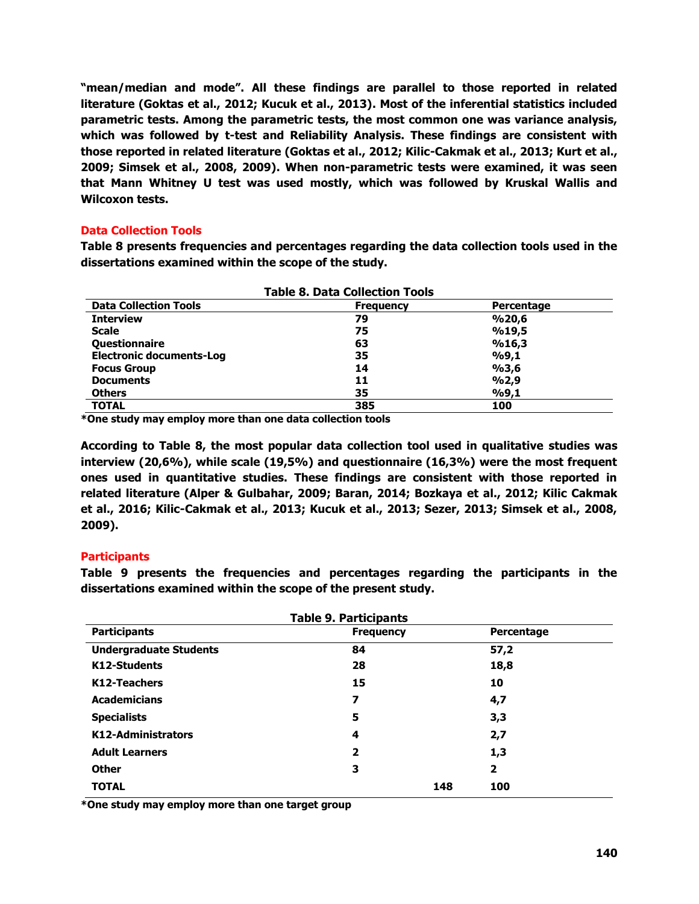**"mean/median and mode". All these findings are parallel to those reported in related literature (Goktas et al., 2012; Kucuk et al., 2013). Most of the inferential statistics included parametric tests. Among the parametric tests, the most common one was variance analysis, which was followed by t-test and Reliability Analysis. These findings are consistent with those reported in related literature (Goktas et al., 2012; Kilic-Cakmak et al., 2013; Kurt et al., 2009; Simsek et al., 2008, 2009). When non-parametric tests were examined, it was seen that Mann Whitney U test was used mostly, which was followed by Kruskal Wallis and Wilcoxon tests.**

## Data Collection Tools

**Table 8 presents frequencies and percentages regarding the data collection tools used in the dissertations examined within the scope of the study.**

**Table 8. Data Collection Tools**

| Data Collection Tools | Frequency | Percentage |
|---|---|---|
| Interview | 79 | %20,6 |
| Scale | 75 | %19,5 |
| Questionnaire | 63 | %16,3 |
| Electronic documents-Log | 35 | %9,1 |
| Focus Group | 14 | %3,6 |
| Documents | 11 | %2,9 |
| Others | 35 | %9,1 |
| TOTAL | 385 | 100 |

**\*One study may employ more than one data collection tools**

**According to Table 8, the most popular data collection tool used in qualitative studies was interview (20,6%), while scale (19,5%) and questionnaire (16,3%) were the most frequent ones used in quantitative studies. These findings are consistent with those reported in related literature (Alper & Gulbahar, 2009; Baran, 2014; Bozkaya et al., 2012; Kilic Cakmak et al., 2016; Kilic-Cakmak et al., 2013; Kucuk et al., 2013; Sezer, 2013; Simsek et al., 2008, 2009).**

## Participants

**Table 9 presents the frequencies and percentages regarding the participants in the dissertations examined within the scope of the present study.**

**Table 9. Participants**

| Participants | Frequency | Percentage |
|---|---|---|
| Undergraduate Students | 84 | 57,2 |
| K12-Students | 28 | 18,8 |
| K12-Teachers | 15 | 10 |
| Academicians | 7 | 4,7 |
| Specialists | 5 | 3,3 |
| K12-Administrators | 4 | 2,7 |
| Adult Learners | 2 | 1,3 |
| Other | 3 | 2 |
| TOTAL | 148 | 100 |

**\*One study may employ more than one target group**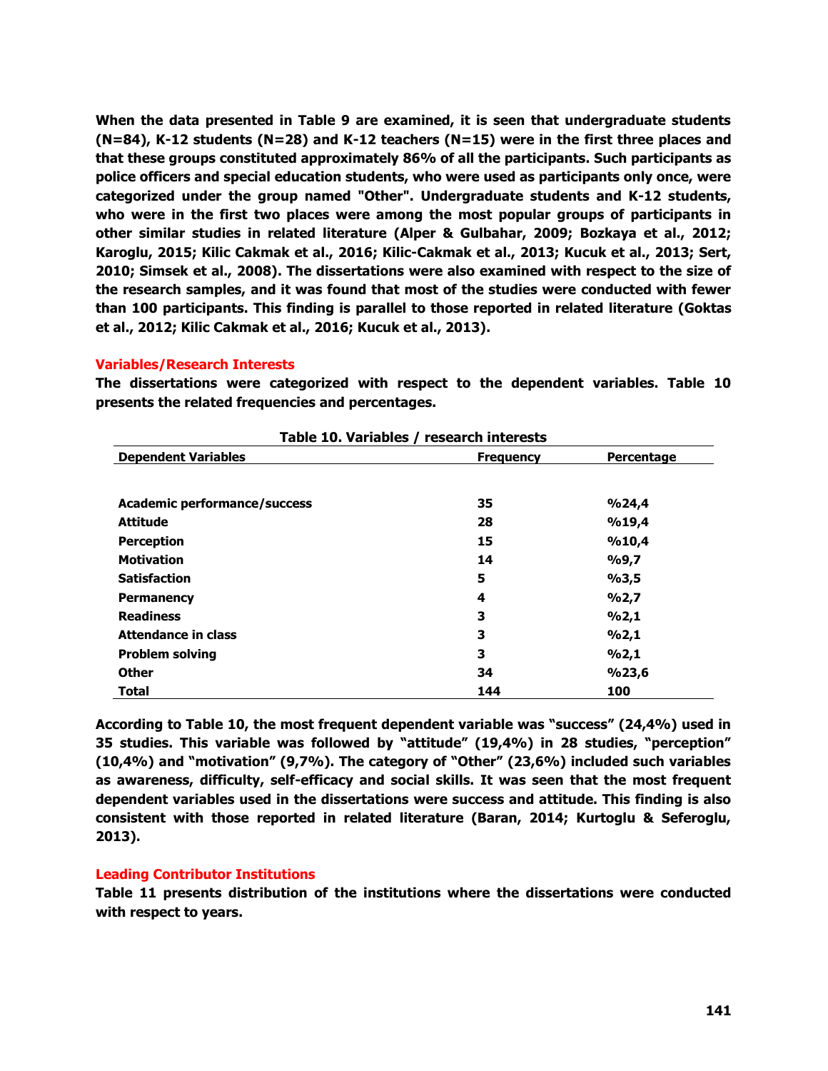**When the data presented in Table 9 are examined, it is seen that undergraduate students (N=84), K-12 students (N=28) and K-12 teachers (N=15) were in the first three places and that these groups constituted approximately 86% of all the participants. Such participants as police officers and special education students, who were used as participants only once, were categorized under the group named "Other". Undergraduate students and K-12 students, who were in the first two places were among the most popular groups of participants in other similar studies in related literature (Alper & Gulbahar, 2009; Bozkaya et al., 2012; Karoglu, 2015; Kilic Cakmak et al., 2016; Kilic-Cakmak et al., 2013; Kucuk et al., 2013; Sert, 2010; Simsek et al., 2008). The dissertations were also examined with respect to the size of the research samples, and it was found that most of the studies were conducted with fewer than 100 participants. This finding is parallel to those reported in related literature (Goktas et al., 2012; Kilic Cakmak et al., 2016; Kucuk et al., 2013).**

## Variables/Research Interests

**The dissertations were categorized with respect to the dependent variables. Table 10 presents the related frequencies and percentages.**

**Table 10. Variables / research interests**

| Dependent Variables | Frequency | Percentage |
|---|---|---|
| Academic performance/success | 35 | %24,4 |
| Attitude | 28 | %19,4 |
| Perception | 15 | %10,4 |
| Motivation | 14 | %9,7 |
| Satisfaction | 5 | %3,5 |
| Permanency | 4 | %2,7 |
| Readiness | 3 | %2,1 |
| Attendance in class | 3 | %2,1 |
| Problem solving | 3 | %2,1 |
| Other | 34 | %23,6 |
| Total | 144 | 100 |

**According to Table 10, the most frequent dependent variable was "success" (24,4%) used in 35 studies. This variable was followed by "attitude" (19,4%) in 28 studies, "perception" (10,4%) and "motivation" (9,7%). The category of "Other" (23,6%) included such variables as awareness, difficulty, self-efficacy and social skills. It was seen that the most frequent dependent variables used in the dissertations were success and attitude. This finding is also consistent with those reported in related literature (Baran, 2014; Kurtoglu & Seferoglu, 2013).**

## Leading Contributor Institutions

**Table 11 presents distribution of the institutions where the dissertations were conducted with respect to years.**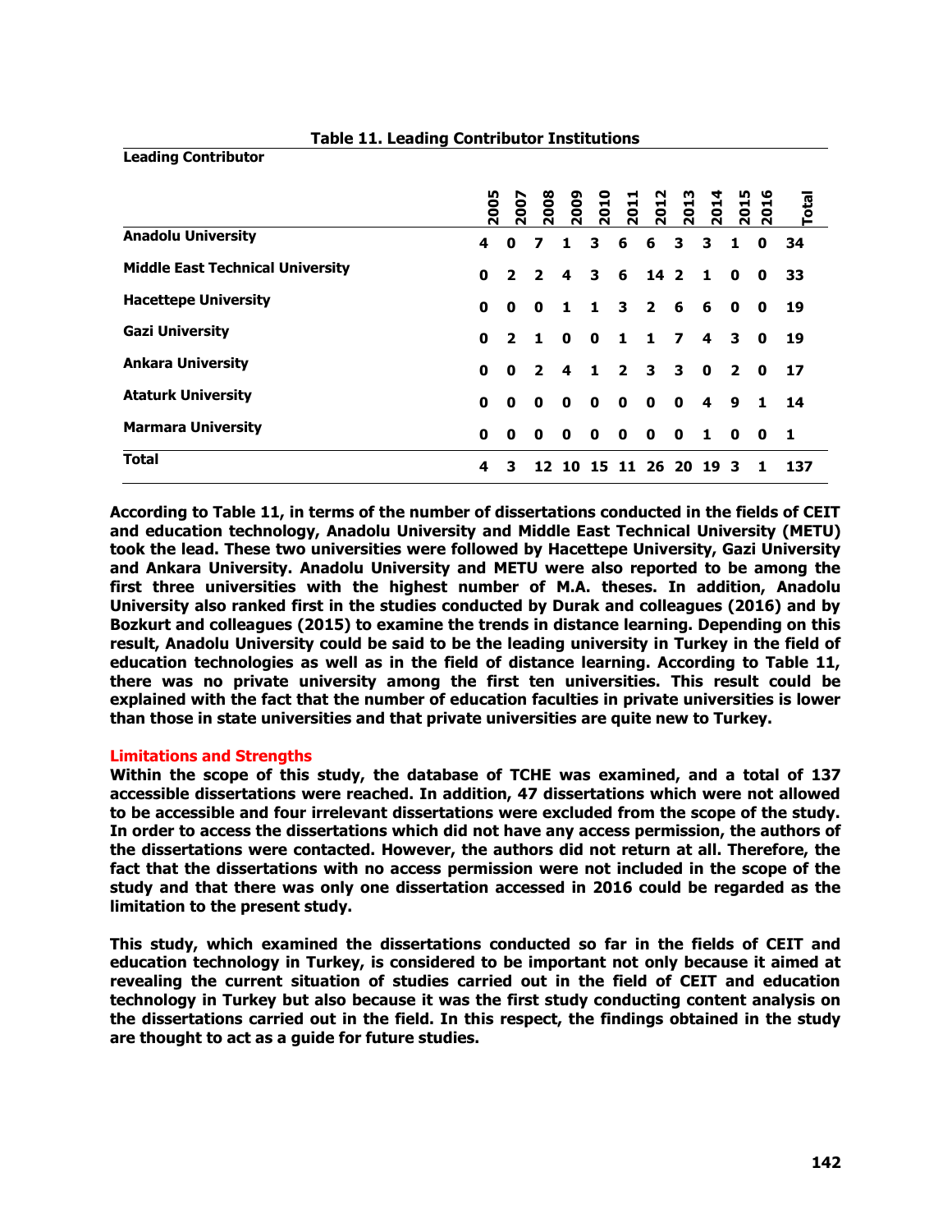**Table 11. Leading Contributor Institutions**

| Leading Contributor | 2005 | 2007 | 2008 | 2009 | 2010 | 2011 | 2012 | 2013 | 2014 | 2015 | 2016 | Total |
|---|---|---|---|---|---|---|---|---|---|---|---|---|
| **Anadolu University** | 4 | 0 | 7 | 1 | 3 | 6 | 6 | 3 | 3 | 1 | 0 | 34 |
| **Middle East Technical University** | 0 | 2 | 2 | 4 | 3 | 6 | 14 | 2 | 1 | 0 | 0 | 33 |
| **Hacettepe University** | 0 | 0 | 0 | 1 | 1 | 3 | 2 | 6 | 6 | 0 | 0 | 19 |
| **Gazi University** | 0 | 2 | 1 | 0 | 0 | 1 | 1 | 7 | 4 | 3 | 0 | 19 |
| **Ankara University** | 0 | 0 | 2 | 4 | 1 | 2 | 3 | 3 | 0 | 2 | 0 | 17 |
| **Ataturk University** | 0 | 0 | 0 | 0 | 0 | 0 | 0 | 0 | 4 | 9 | 1 | 14 |
| **Marmara University** | 0 | 0 | 0 | 0 | 0 | 0 | 0 | 0 | 1 | 0 | 0 | 1 |
| **Total** | 4 | 3 | 12 | 10 | 15 | 11 | 26 | 20 | 19 | 3 | 1 | 137 |

**According to Table 11, in terms of the number of dissertations conducted in the fields of CEIT and education technology, Anadolu University and Middle East Technical University (METU) took the lead. These two universities were followed by Hacettepe University, Gazi University and Ankara University. Anadolu University and METU were also reported to be among the first three universities with the highest number of M.A. theses. In addition, Anadolu University also ranked first in the studies conducted by Durak and colleagues (2016) and by Bozkurt and colleagues (2015) to examine the trends in distance learning. Depending on this result, Anadolu University could be said to be the leading university in Turkey in the field of education technologies as well as in the field of distance learning. According to Table 11, there was no private university among the first ten universities. This result could be explained with the fact that the number of education faculties in private universities is lower than those in state universities and that private universities are quite new to Turkey.**

## Limitations and Strengths

**Within the scope of this study, the database of TCHE was examined, and a total of 137 accessible dissertations were reached. In addition, 47 dissertations which were not allowed to be accessible and four irrelevant dissertations were excluded from the scope of the study. In order to access the dissertations which did not have any access permission, the authors of the dissertations were contacted. However, the authors did not return at all. Therefore, the fact that the dissertations with no access permission were not included in the scope of the study and that there was only one dissertation accessed in 2016 could be regarded as the limitation to the present study.**

**This study, which examined the dissertations conducted so far in the fields of CEIT and education technology in Turkey, is considered to be important not only because it aimed at revealing the current situation of studies carried out in the field of CEIT and education technology in Turkey but also because it was the first study conducting content analysis on the dissertations carried out in the field. In this respect, the findings obtained in the study are thought to act as a guide for future studies.**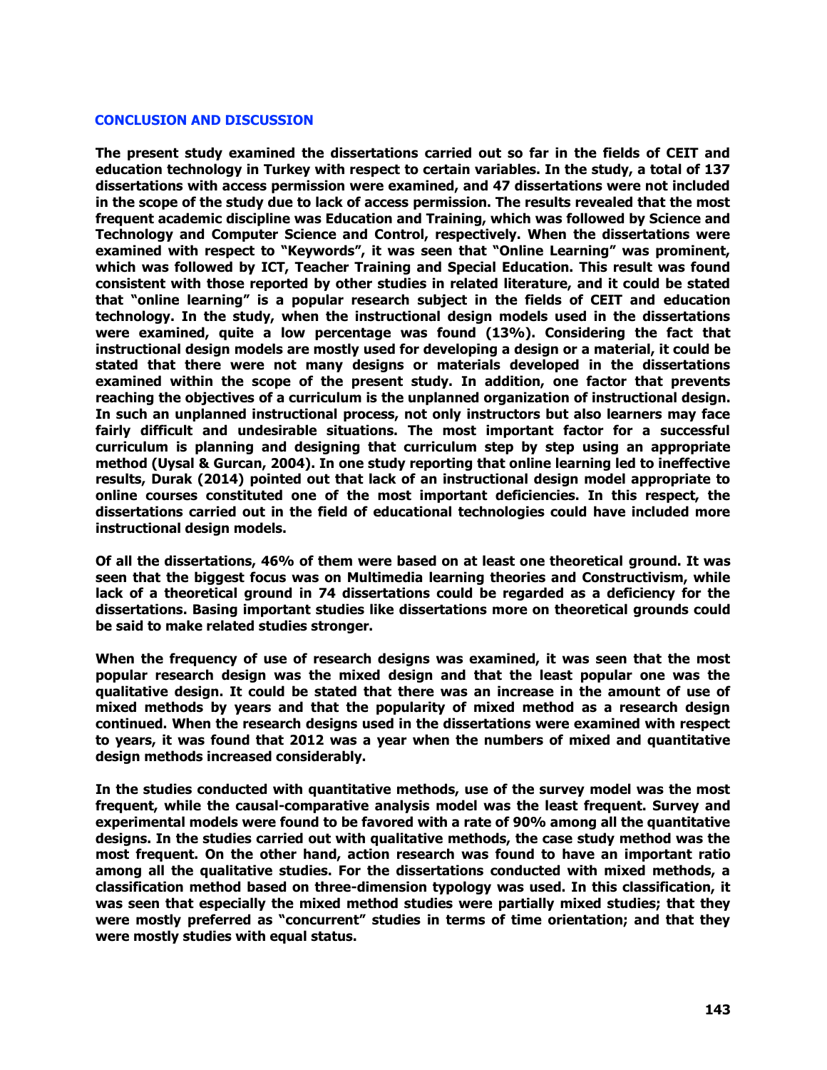## CONCLUSION AND DISCUSSION

**The present study examined the dissertations carried out so far in the fields of CEIT and education technology in Turkey with respect to certain variables. In the study, a total of 137 dissertations with access permission were examined, and 47 dissertations were not included in the scope of the study due to lack of access permission. The results revealed that the most frequent academic discipline was Education and Training, which was followed by Science and Technology and Computer Science and Control, respectively. When the dissertations were examined with respect to "Keywords", it was seen that "Online Learning" was prominent, which was followed by ICT, Teacher Training and Special Education. This result was found consistent with those reported by other studies in related literature, and it could be stated that "online learning" is a popular research subject in the fields of CEIT and education technology. In the study, when the instructional design models used in the dissertations were examined, quite a low percentage was found (13%). Considering the fact that instructional design models are mostly used for developing a design or a material, it could be stated that there were not many designs or materials developed in the dissertations examined within the scope of the present study. In addition, one factor that prevents reaching the objectives of a curriculum is the unplanned organization of instructional design. In such an unplanned instructional process, not only instructors but also learners may face fairly difficult and undesirable situations. The most important factor for a successful curriculum is planning and designing that curriculum step by step using an appropriate method (Uysal & Gurcan, 2004). In one study reporting that online learning led to ineffective results, Durak (2014) pointed out that lack of an instructional design model appropriate to online courses constituted one of the most important deficiencies. In this respect, the dissertations carried out in the field of educational technologies could have included more instructional design models.**

**Of all the dissertations, 46% of them were based on at least one theoretical ground. It was seen that the biggest focus was on Multimedia learning theories and Constructivism, while lack of a theoretical ground in 74 dissertations could be regarded as a deficiency for the dissertations. Basing important studies like dissertations more on theoretical grounds could be said to make related studies stronger.**

**When the frequency of use of research designs was examined, it was seen that the most popular research design was the mixed design and that the least popular one was the qualitative design. It could be stated that there was an increase in the amount of use of mixed methods by years and that the popularity of mixed method as a research design continued. When the research designs used in the dissertations were examined with respect to years, it was found that 2012 was a year when the numbers of mixed and quantitative design methods increased considerably.**

**In the studies conducted with quantitative methods, use of the survey model was the most frequent, while the causal-comparative analysis model was the least frequent. Survey and experimental models were found to be favored with a rate of 90% among all the quantitative designs. In the studies carried out with qualitative methods, the case study method was the most frequent. On the other hand, action research was found to have an important ratio among all the qualitative studies. For the dissertations conducted with mixed methods, a classification method based on three-dimension typology was used. In this classification, it was seen that especially the mixed method studies were partially mixed studies; that they were mostly preferred as "concurrent" studies in terms of time orientation; and that they were mostly studies with equal status.**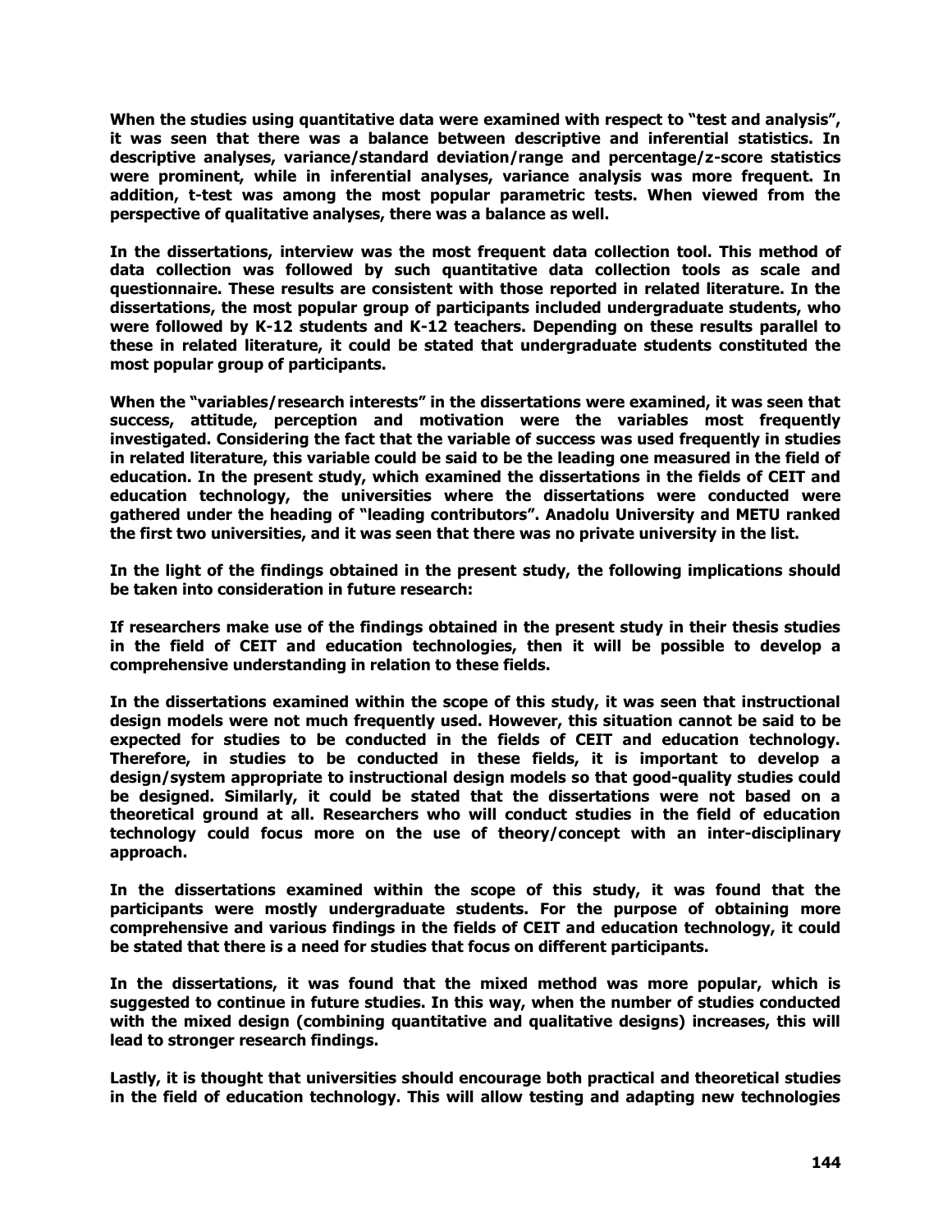**When the studies using quantitative data were examined with respect to "test and analysis", it was seen that there was a balance between descriptive and inferential statistics. In descriptive analyses, variance/standard deviation/range and percentage/z-score statistics were prominent, while in inferential analyses, variance analysis was more frequent. In addition, t-test was among the most popular parametric tests. When viewed from the perspective of qualitative analyses, there was a balance as well.**

**In the dissertations, interview was the most frequent data collection tool. This method of data collection was followed by such quantitative data collection tools as scale and questionnaire. These results are consistent with those reported in related literature. In the dissertations, the most popular group of participants included undergraduate students, who were followed by K-12 students and K-12 teachers. Depending on these results parallel to these in related literature, it could be stated that undergraduate students constituted the most popular group of participants.**

**When the "variables/research interests" in the dissertations were examined, it was seen that success, attitude, perception and motivation were the variables most frequently investigated. Considering the fact that the variable of success was used frequently in studies in related literature, this variable could be said to be the leading one measured in the field of education. In the present study, which examined the dissertations in the fields of CEIT and education technology, the universities where the dissertations were conducted were gathered under the heading of "leading contributors". Anadolu University and METU ranked the first two universities, and it was seen that there was no private university in the list.**

**In the light of the findings obtained in the present study, the following implications should be taken into consideration in future research:**

**If researchers make use of the findings obtained in the present study in their thesis studies in the field of CEIT and education technologies, then it will be possible to develop a comprehensive understanding in relation to these fields.**

**In the dissertations examined within the scope of this study, it was seen that instructional design models were not much frequently used. However, this situation cannot be said to be expected for studies to be conducted in the fields of CEIT and education technology. Therefore, in studies to be conducted in these fields, it is important to develop a design/system appropriate to instructional design models so that good-quality studies could be designed. Similarly, it could be stated that the dissertations were not based on a theoretical ground at all. Researchers who will conduct studies in the field of education technology could focus more on the use of theory/concept with an inter-disciplinary approach.**

**In the dissertations examined within the scope of this study, it was found that the participants were mostly undergraduate students. For the purpose of obtaining more comprehensive and various findings in the fields of CEIT and education technology, it could be stated that there is a need for studies that focus on different participants.**

**In the dissertations, it was found that the mixed method was more popular, which is suggested to continue in future studies. In this way, when the number of studies conducted with the mixed design (combining quantitative and qualitative designs) increases, this will lead to stronger research findings.**

**Lastly, it is thought that universities should encourage both practical and theoretical studies in the field of education technology. This will allow testing and adapting new technologies**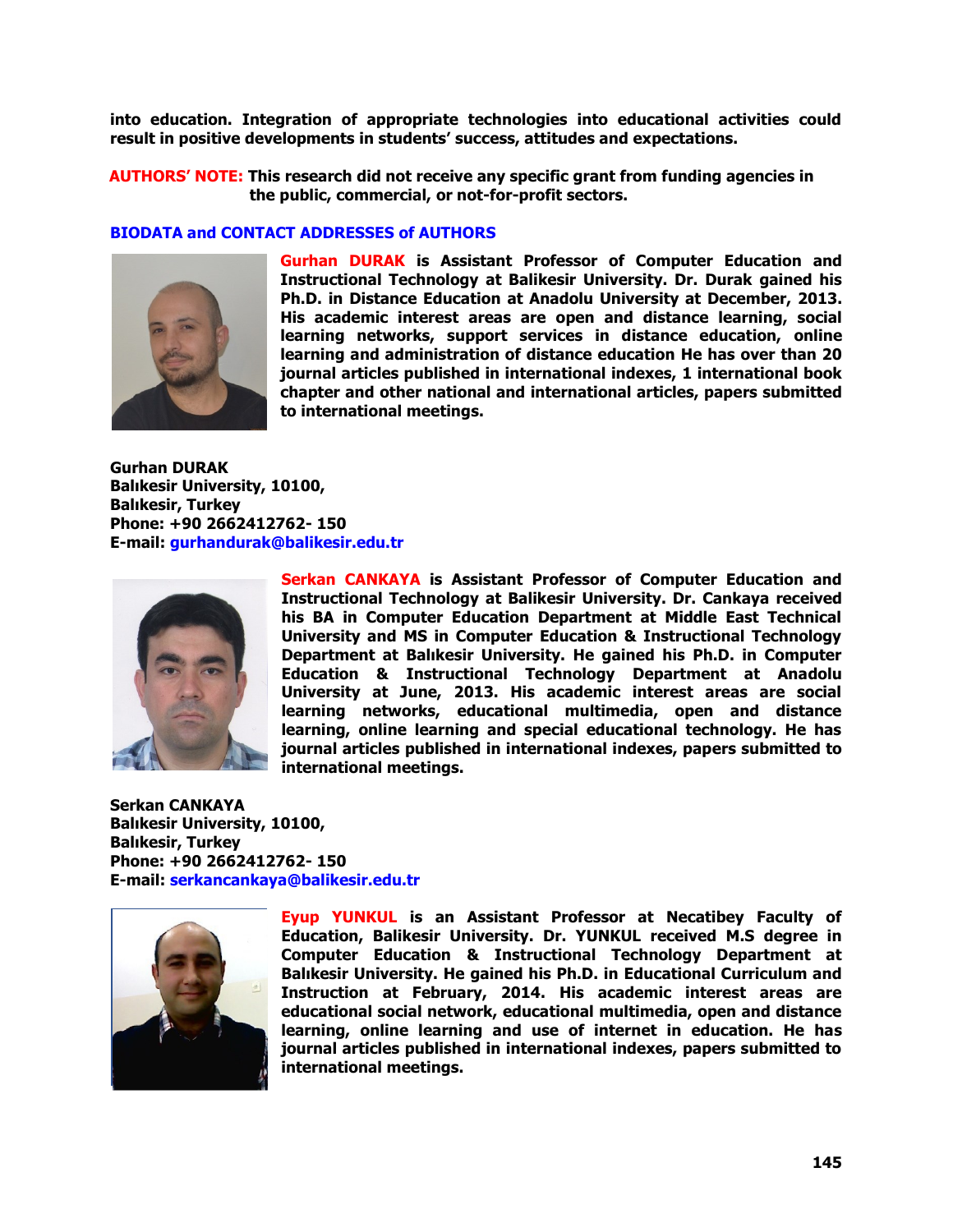**into education. Integration of appropriate technologies into educational activities could result in positive developments in students' success, attitudes and expectations.**

**AUTHORS' NOTE: This research did not receive any specific grant from funding agencies in the public, commercial, or not-for-profit sectors.**

## BIODATA and CONTACT ADDRESSES of AUTHORS

**Gurhan DURAK is Assistant Professor of Computer Education and Instructional Technology at Balikesir University. Dr. Durak gained his Ph.D. in Distance Education at Anadolu University at December, 2013. His academic interest areas are open and distance learning, social learning networks, support services in distance education, online learning and administration of distance education He has over than 20 journal articles published in international indexes, 1 international book chapter and other national and international articles, papers submitted to international meetings.**

**Gurhan DURAK**
**Balıkesir University, 10100,**
**Balıkesir, Turkey**
**Phone: +90 2662412762- 150**
**E-mail: gurhandurak@balikesir.edu.tr**

**Serkan CANKAYA is Assistant Professor of Computer Education and Instructional Technology at Balikesir University. Dr. Cankaya received his BA in Computer Education Department at Middle East Technical University and MS in Computer Education & Instructional Technology Department at Balıkesir University. He gained his Ph.D. in Computer Education & Instructional Technology Department at Anadolu University at June, 2013. His academic interest areas are social learning networks, educational multimedia, open and distance learning, online learning and special educational technology. He has journal articles published in international indexes, papers submitted to international meetings.**

**Serkan CANKAYA**
**Balıkesir University, 10100,**
**Balıkesir, Turkey**
**Phone: +90 2662412762- 150**
**E-mail: serkancankaya@balikesir.edu.tr**

**Eyup YUNKUL is an Assistant Professor at Necatibey Faculty of Education, Balikesir University. Dr. YUNKUL received M.S degree in Computer Education & Instructional Technology Department at Balıkesir University. He gained his Ph.D. in Educational Curriculum and Instruction at February, 2014. His academic interest areas are educational social network, educational multimedia, open and distance learning, online learning and use of internet in education. He has journal articles published in international indexes, papers submitted to international meetings.**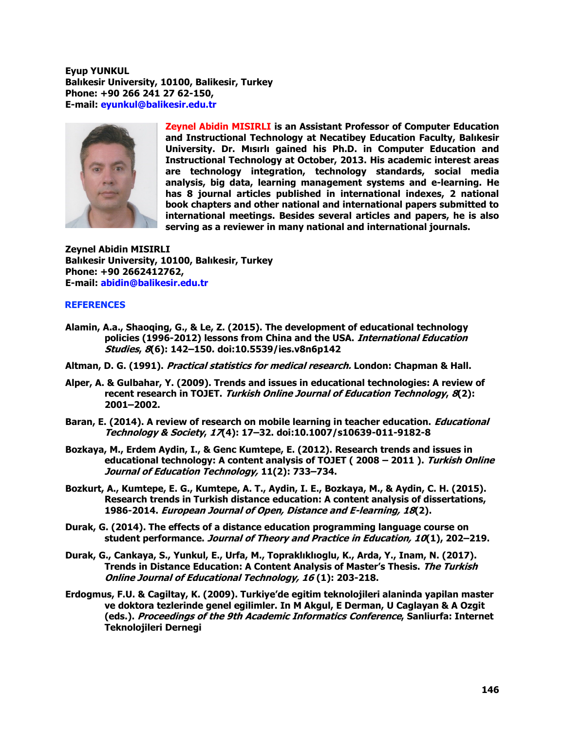**Eyup YUNKUL**
**Balıkesir University, 10100, Balikesir, Turkey**
**Phone: +90 266 241 27 62-150,**
**E-mail: eyunkul@balikesir.edu.tr**

**Zeynel Abidin MISIRLI is an Assistant Professor of Computer Education and Instructional Technology at Necatibey Education Faculty, Balıkesir University. Dr. Mısırlı gained his Ph.D. in Computer Education and Instructional Technology at October, 2013. His academic interest areas are technology integration, technology standards, social media analysis, big data, learning management systems and e-learning. He has 8 journal articles published in international indexes, 2 national book chapters and other national and international papers submitted to international meetings. Besides several articles and papers, he is also serving as a reviewer in many national and international journals.**

**Zeynel Abidin MISIRLI**
**Balıkesir University, 10100, Balıkesir, Turkey**
**Phone: +90 2662412762,**
**E-mail: abidin@balikesir.edu.tr**

## REFERENCES

**Alamin, A.a., Shaoqing, G., & Le, Z. (2015). The development of educational technology policies (1996-2012) lessons from China and the USA. *International Education Studies*, *8*(6): 142–150. doi:10.5539/ies.v8n6p142**

**Altman, D. G. (1991). *Practical statistics for medical research.* London: Chapman & Hall.**

**Alper, A. & Gulbahar, Y. (2009). Trends and issues in educational technologies: A review of recent research in TOJET. *Turkish Online Journal of Education Technology*, *8*(2): 2001–2002.**

**Baran, E. (2014). A review of research on mobile learning in teacher education. *Educational Technology & Society*, *17*(4): 17–32. doi:10.1007/s10639-011-9182-8**

**Bozkaya, M., Erdem Aydin, I., & Genc Kumtepe, E. (2012). Research trends and issues in educational technology: A content analysis of TOJET ( 2008 – 2011 ). *Turkish Online Journal of Education Technology,* 11(2): 733–734.**

**Bozkurt, A., Kumtepe, E. G., Kumtepe, A. T., Aydin, I. E., Bozkaya, M., & Aydin, C. H. (2015). Research trends in Turkish distance education: A content analysis of dissertations, 1986-2014. *European Journal of Open, Distance and E-learning, 18*(2).**

**Durak, G. (2014). The effects of a distance education programming language course on student performance. *Journal of Theory and Practice in Education, 10*(1), 202–219.**

**Durak, G., Cankaya, S., Yunkul, E., Urfa, M., Topraklıklıoglu, K., Arda, Y., Inam, N. (2017). Trends in Distance Education: A Content Analysis of Master's Thesis. *The Turkish Online Journal of Educational Technology, 16* (1): 203-218.**

**Erdogmus, F.U. & Cagiltay, K. (2009). Turkiye'de egitim teknolojileri alaninda yapilan master ve doktora tezlerinde genel egilimler. In M Akgul, E Derman, U Caglayan & A Ozgit (eds.). *Proceedings of the 9th Academic Informatics Conference*, Sanliurfa: Internet Teknolojileri Dernegi**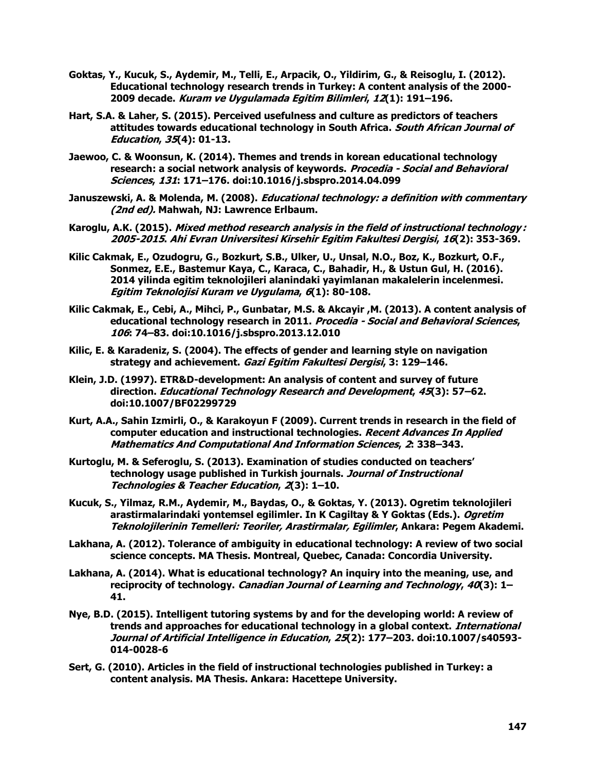Goktas, Y., Kucuk, S., Aydemir, M., Telli, E., Arpacik, O., Yildirim, G., & Reisoglu, I. (2012). Educational technology research trends in Turkey: A content analysis of the 2000-2009 decade. *Kuram ve Uygulamada Egitim Bilimleri*, *12*(1): 191–196.

Hart, S.A. & Laher, S. (2015). Perceived usefulness and culture as predictors of teachers attitudes towards educational technology in South Africa. *South African Journal of Education*, *35*(4): 01-13.

Jaewoo, C. & Woonsun, K. (2014). Themes and trends in korean educational technology research: a social network analysis of keywords. *Procedia - Social and Behavioral Sciences*, *131*: 171–176. doi:10.1016/j.sbspro.2014.04.099

Januszewski, A. & Molenda, M. (2008). *Educational technology: a definition with commentary (2nd ed).* Mahwah, NJ: Lawrence Erlbaum.

Karoglu, A.K. (2015). *Mixed method research analysis in the field of instructional technology : 2005-2015*. *Ahi Evran Universitesi Kirsehir Egitim Fakultesi Dergisi*, *16*(2): 353-369.

Kilic Cakmak, E., Ozudogru, G., Bozkurt, S.B., Ulker, U., Unsal, N.O., Boz, K., Bozkurt, O.F., Sonmez, E.E., Bastemur Kaya, C., Karaca, C., Bahadir, H., & Ustun Gul, H. (2016). 2014 yilinda egitim teknolojileri alanindaki yayimlanan makalelerin incelenmesi. *Egitim Teknolojisi Kuram ve Uygulama*, *6*(1): 80-108.

Kilic Cakmak, E., Cebi, A., Mihci, P., Gunbatar, M.S. & Akcayir ,M. (2013). A content analysis of educational technology research in 2011. *Procedia - Social and Behavioral Sciences*, *106*: 74–83. doi:10.1016/j.sbspro.2013.12.010

Kilic, E. & Karadeniz, S. (2004). The effects of gender and learning style on navigation strategy and achievement. *Gazi Egitim Fakultesi Dergisi*, 3: 129–146.

Klein, J.D. (1997). ETR&D-development: An analysis of content and survey of future direction. *Educational Technology Research and Development*, *45*(3): 57–62. doi:10.1007/BF02299729

Kurt, A.A., Sahin Izmirli, O., & Karakoyun F (2009). Current trends in research in the field of computer education and instructional technologies. *Recent Advances In Applied Mathematics And Computational And Information Sciences*, *2*: 338–343.

Kurtoglu, M. & Seferoglu, S. (2013). Examination of studies conducted on teachers' technology usage published in Turkish journals. *Journal of Instructional Technologies & Teacher Education*, *2*(3): 1–10.

Kucuk, S., Yilmaz, R.M., Aydemir, M., Baydas, O., & Goktas, Y. (2013). Ogretim teknolojileri arastirmalarindaki yontemsel egilimler. In K Cagiltay & Y Goktas (Eds.). *Ogretim Teknolojilerinin Temelleri: Teoriler, Arastirmalar, Egilimler*, Ankara: Pegem Akademi.

Lakhana, A. (2012). Tolerance of ambiguity in educational technology: A review of two social science concepts. MA Thesis. Montreal, Quebec, Canada: Concordia University.

Lakhana, A. (2014). What is educational technology? An inquiry into the meaning, use, and reciprocity of technology. *Canadian Journal of Learning and Technology*, *40*(3): 1–41.

Nye, B.D. (2015). Intelligent tutoring systems by and for the developing world: A review of trends and approaches for educational technology in a global context. *International Journal of Artificial Intelligence in Education*, *25*(2): 177–203. doi:10.1007/s40593-014-0028-6

Sert, G. (2010). Articles in the field of instructional technologies published in Turkey: a content analysis. MA Thesis. Ankara: Hacettepe University.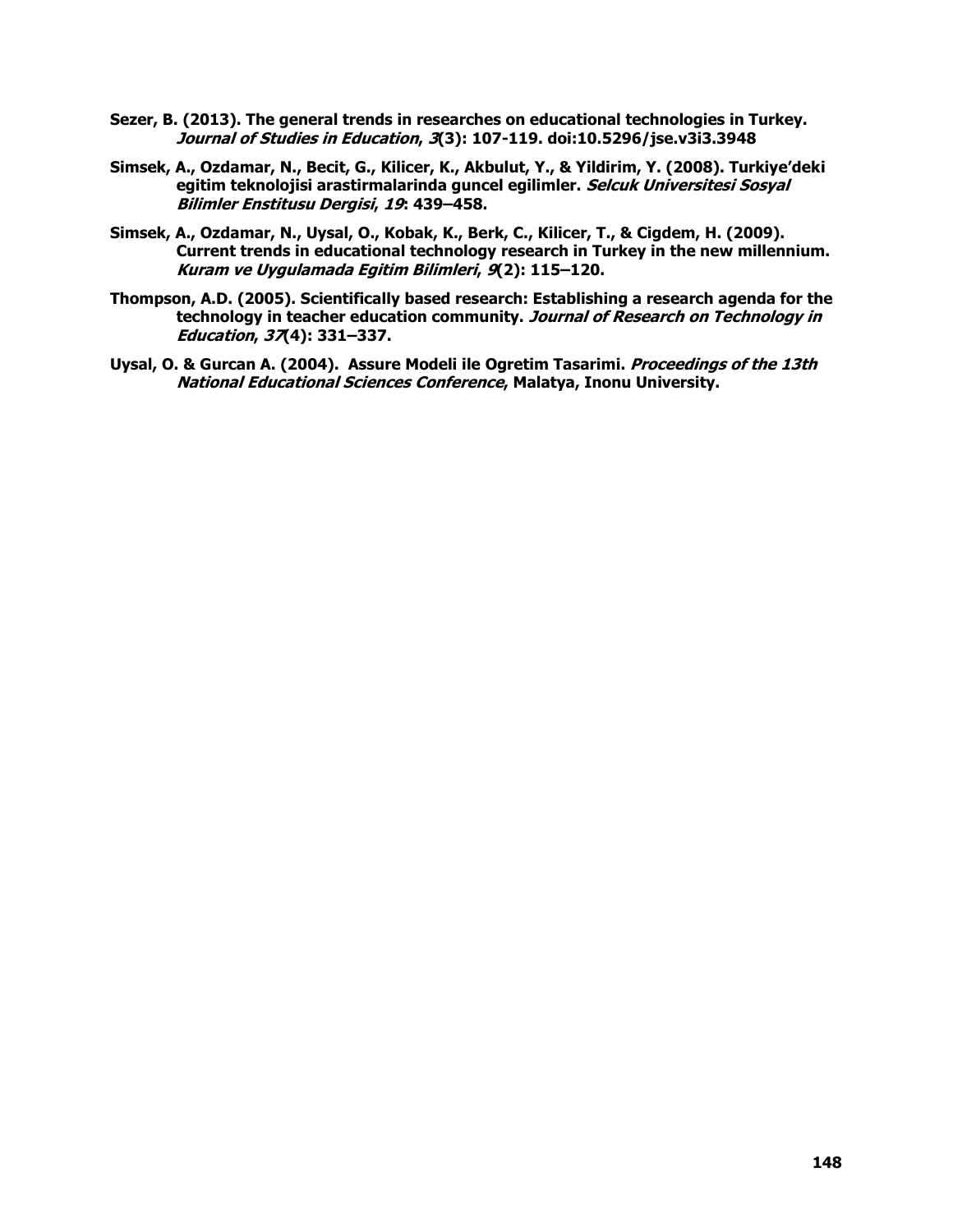**Sezer, B. (2013). The general trends in researches on educational technologies in Turkey. *Journal of Studies in Education*, *3*(3): 107-119. doi:10.5296/jse.v3i3.3948**

**Simsek, A., Ozdamar, N., Becit, G., Kilicer, K., Akbulut, Y., & Yildirim, Y. (2008). Turkiye'deki egitim teknolojisi arastirmalarinda guncel egilimler. *Selcuk Universitesi Sosyal Bilimler Enstitusu Dergisi*, *19*: 439–458.**

**Simsek, A., Ozdamar, N., Uysal, O., Kobak, K., Berk, C., Kilicer, T., & Cigdem, H. (2009). Current trends in educational technology research in Turkey in the new millennium. *Kuram ve Uygulamada Egitim Bilimleri*, *9*(2): 115–120.**

**Thompson, A.D. (2005). Scientifically based research: Establishing a research agenda for the technology in teacher education community. *Journal of Research on Technology in Education*, *37*(4): 331–337.**

**Uysal, O. & Gurcan A. (2004). Assure Modeli ile Ogretim Tasarimi. *Proceedings of the 13th National Educational Sciences Conference*, Malatya, Inonu University.**